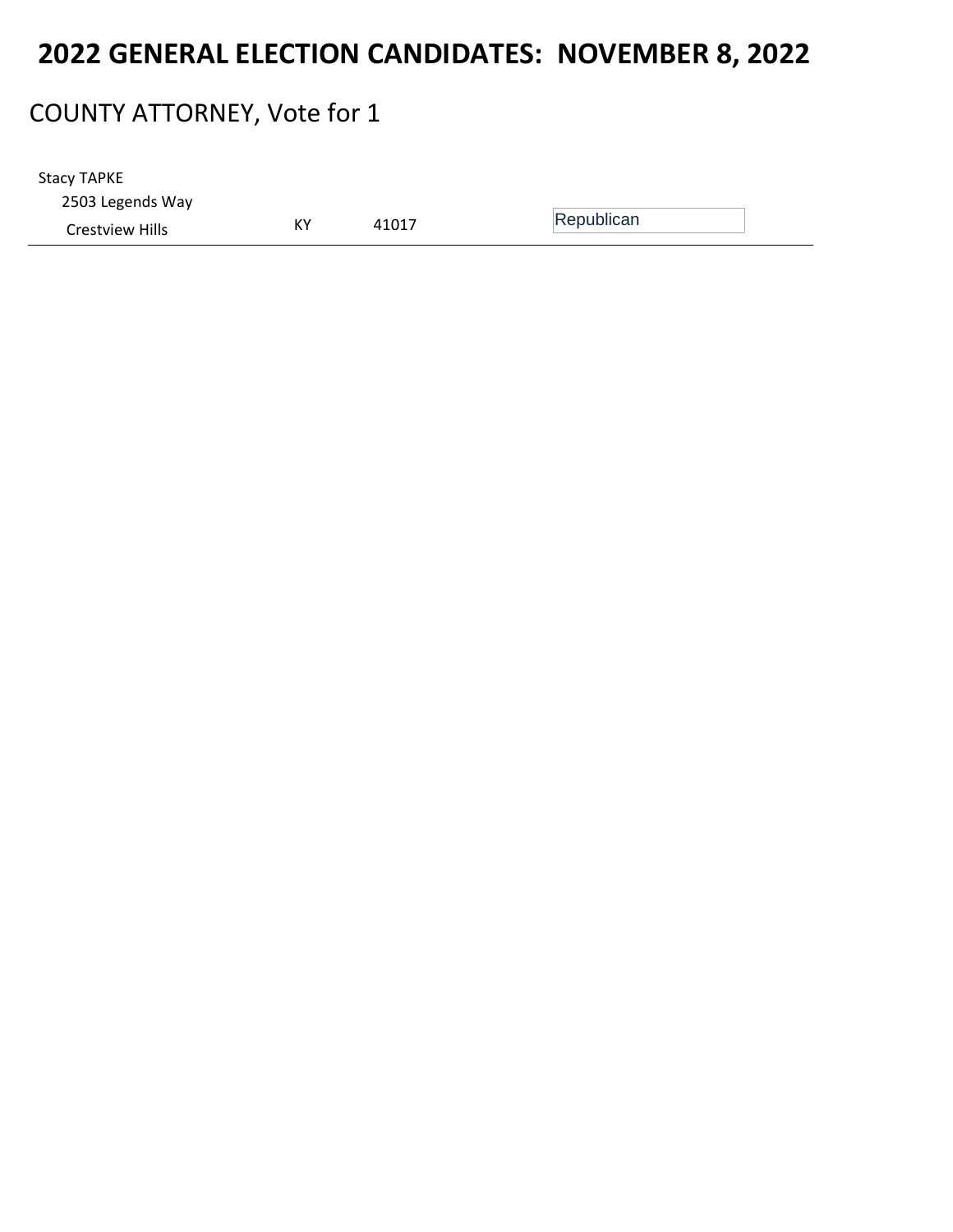# 2022 GENERAL ELECTION CANDIDATES: NOVEMBER 8, 2022

## COUNTY ATTORNEY, Vote for 1

Stacy TAPKE
2503 Legends Way
Crestview Hills KY 41017 Republican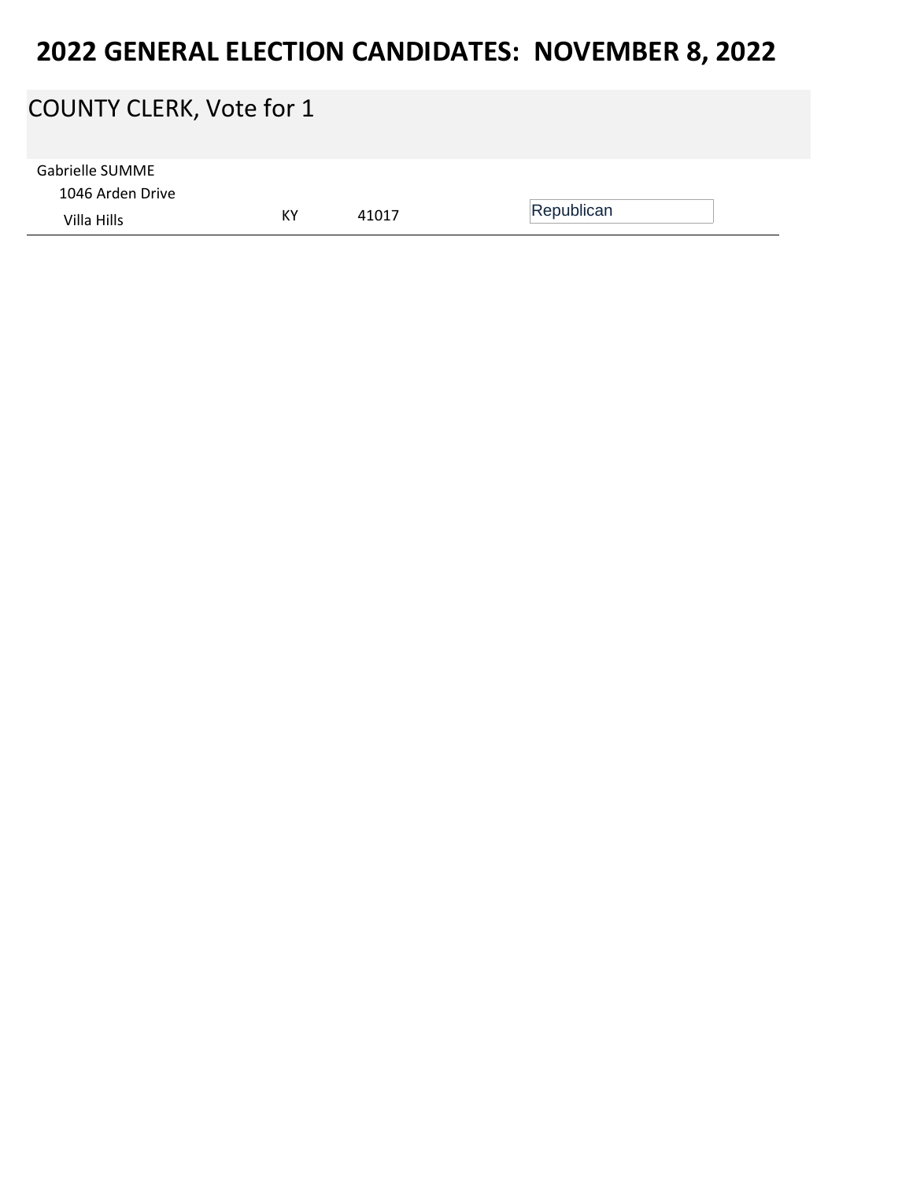# 2022 GENERAL ELECTION CANDIDATES: NOVEMBER 8, 2022

## COUNTY CLERK, Vote for 1

Gabrielle SUMME
1046 Arden Drive
Villa Hills KY 41017 Republican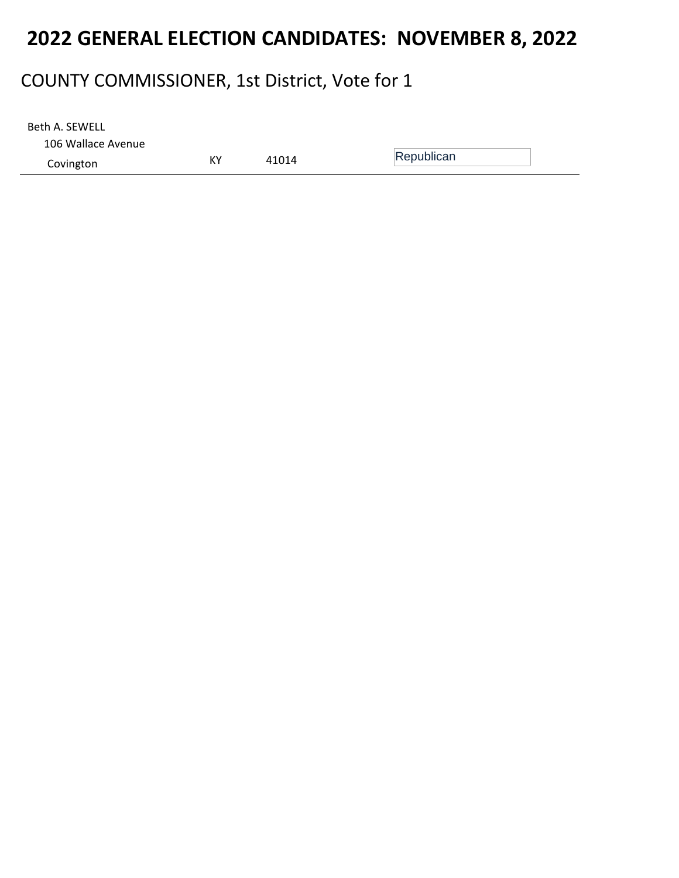# 2022 GENERAL ELECTION CANDIDATES: NOVEMBER 8, 2022

## COUNTY COMMISSIONER, 1st District, Vote for 1

| Candidate | State | Zip | Party |
|---|---|---|---|
| Beth A. SEWELL<br>106 Wallace Avenue<br>Covington | KY | 41014 | Republican |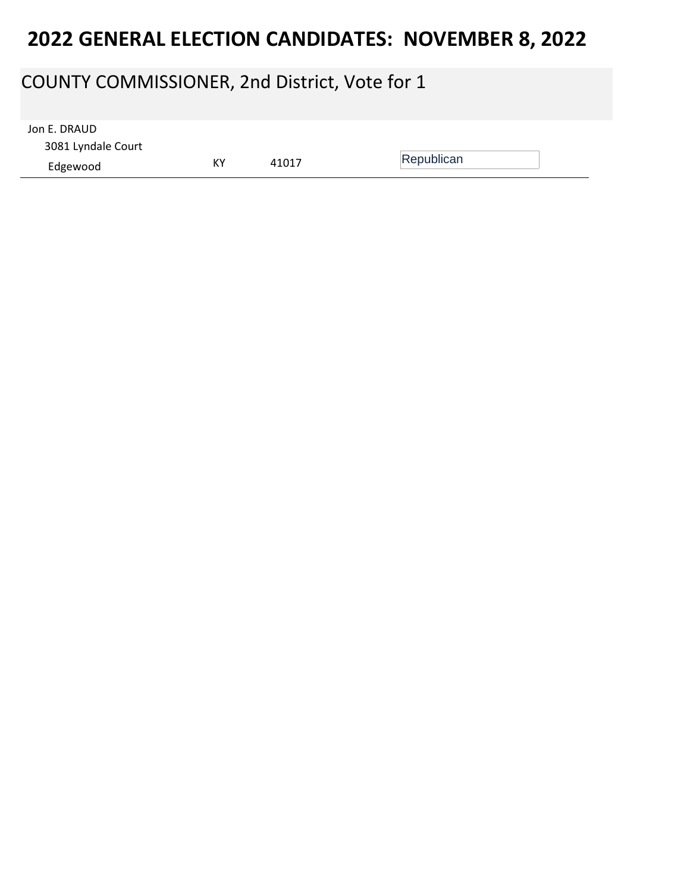# 2022 GENERAL ELECTION CANDIDATES: NOVEMBER 8, 2022

## COUNTY COMMISSIONER, 2nd District, Vote for 1

Jon E. DRAUD
3081 Lyndale Court
Edgewood KY 41017 Republican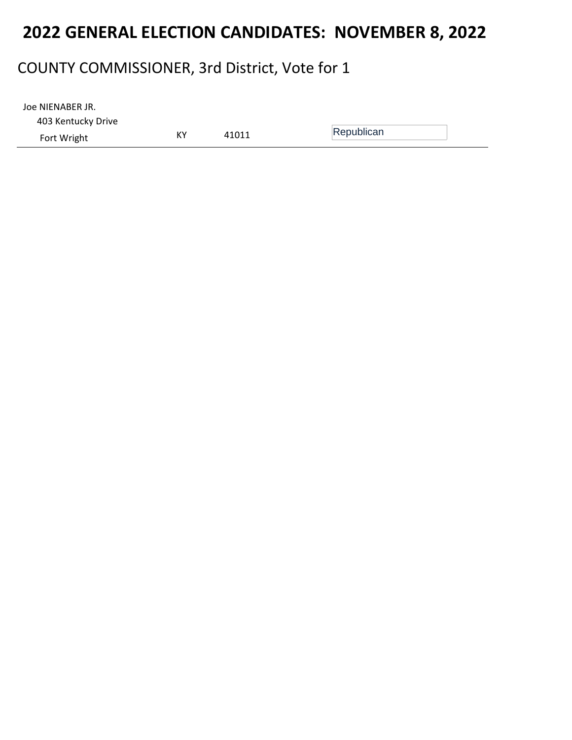# 2022 GENERAL ELECTION CANDIDATES:  NOVEMBER 8, 2022

## COUNTY COMMISSIONER, 3rd District, Vote for 1

| | | | |
|---|---|---|---|
| Joe NIENABER JR.<br>403 Kentucky Drive<br>Fort Wright | KY | 41011 | Republican |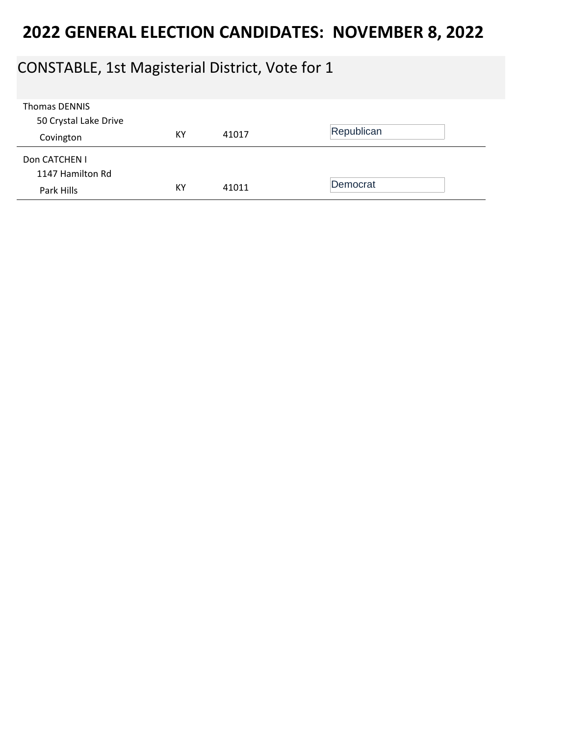# 2022 GENERAL ELECTION CANDIDATES: NOVEMBER 8, 2022

## CONSTABLE, 1st Magisterial District, Vote for 1

| Candidate | State | Zip | Party |
|---|---|---|---|
| Thomas DENNIS<br>50 Crystal Lake Drive<br>Covington | KY | 41017 | Republican |
| Don CATCHEN I<br>1147 Hamilton Rd<br>Park Hills | KY | 41011 | Democrat |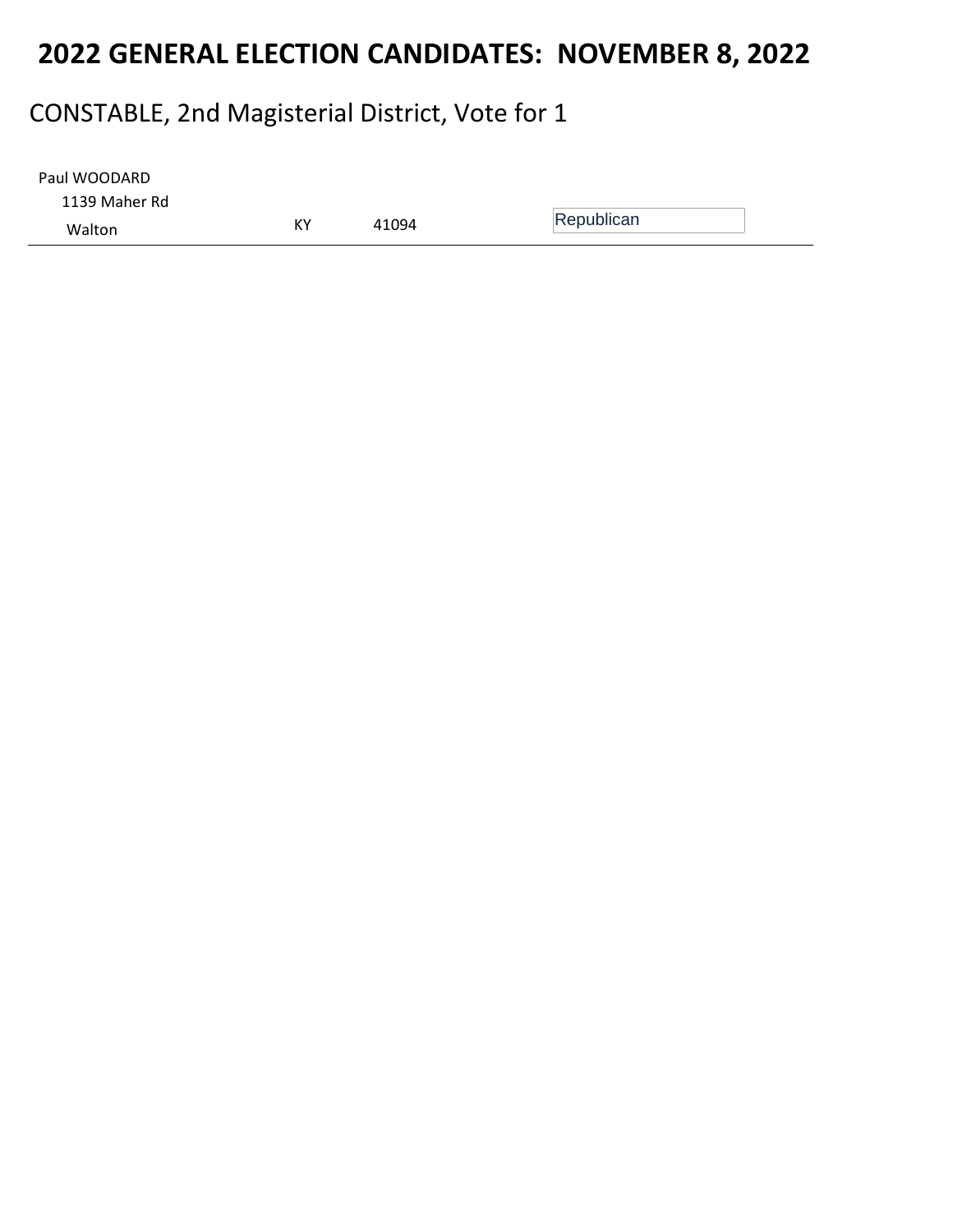# 2022 GENERAL ELECTION CANDIDATES: NOVEMBER 8, 2022

## CONSTABLE, 2nd Magisterial District, Vote for 1

| | | | |
|---|---|---|---|
| Paul WOODARD<br>1139 Maher Rd<br>Walton | KY | 41094 | Republican |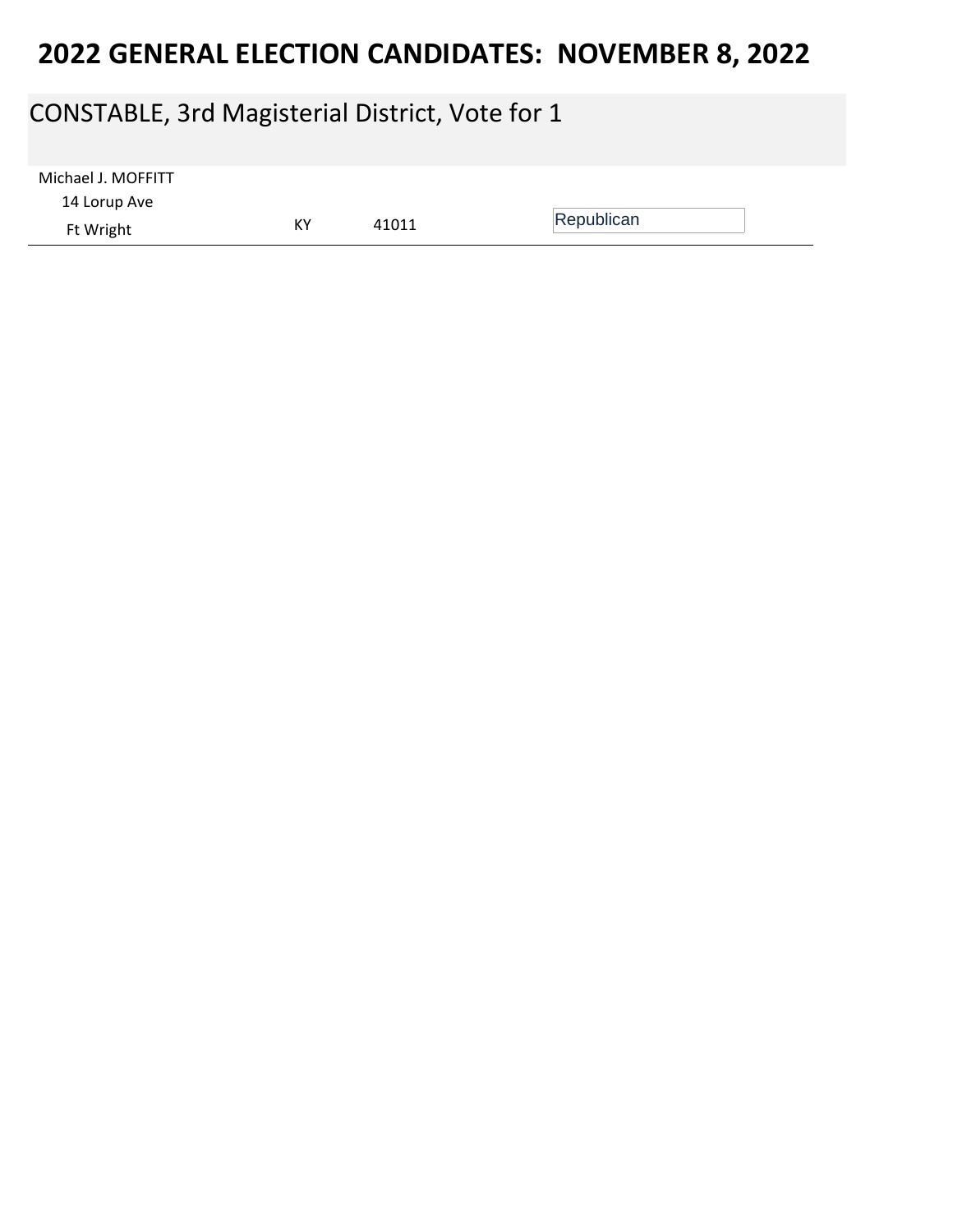# 2022 GENERAL ELECTION CANDIDATES: NOVEMBER 8, 2022

## CONSTABLE, 3rd Magisterial District, Vote for 1

| Candidate | State | ZIP | Party |
|---|---|---|---|
| Michael J. MOFFITT<br>14 Lorup Ave<br>Ft Wright | KY | 41011 | Republican |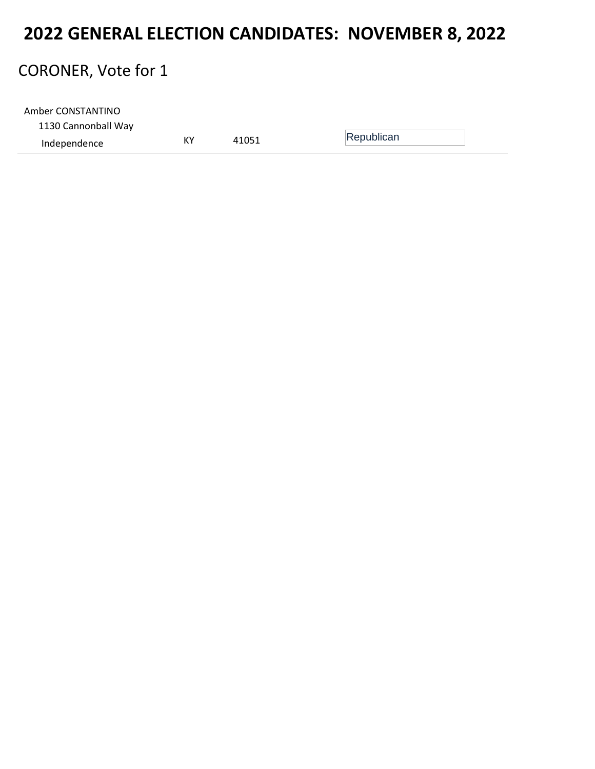# 2022 GENERAL ELECTION CANDIDATES: NOVEMBER 8, 2022

## CORONER, Vote for 1

| Candidate | State | Zip | Party |
| --- | --- | --- | --- |
| Amber CONSTANTINO<br>1130 Cannonball Way<br>Independence | KY | 41051 | Republican |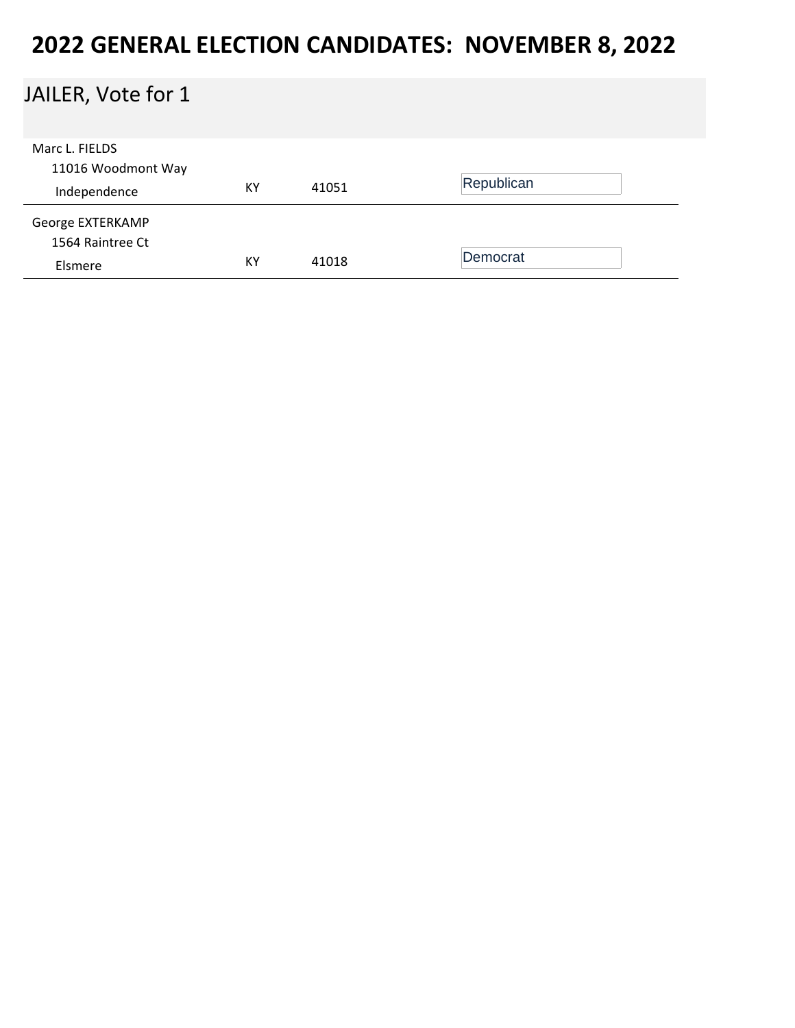# 2022 GENERAL ELECTION CANDIDATES: NOVEMBER 8, 2022

## JAILER, Vote for 1

| Candidate | State | ZIP | Party |
|---|---|---|---|
| Marc L. FIELDS<br>11016 Woodmont Way<br>Independence | KY | 41051 | Republican |
| George EXTERKAMP<br>1564 Raintree Ct<br>Elsmere | KY | 41018 | Democrat |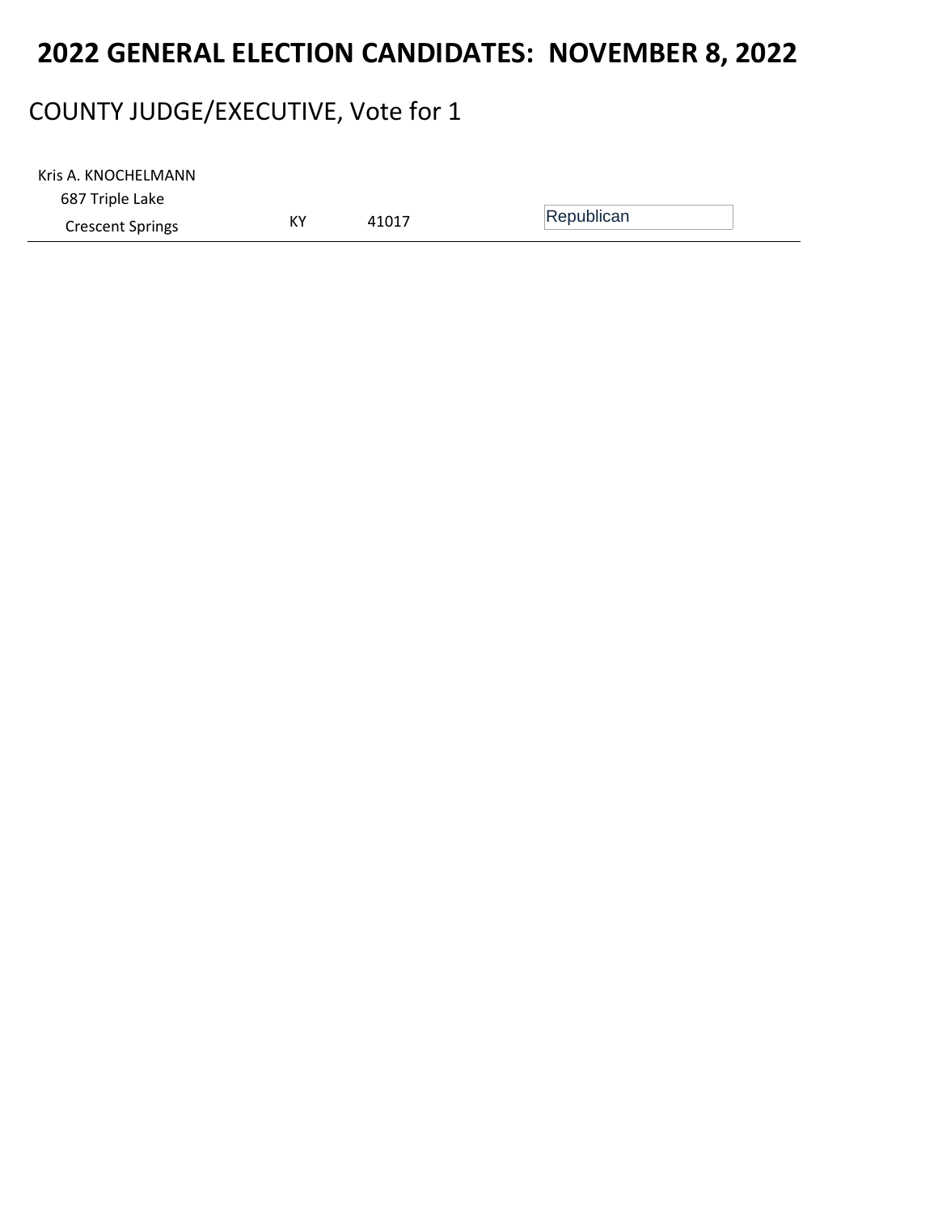# 2022 GENERAL ELECTION CANDIDATES: NOVEMBER 8, 2022

## COUNTY JUDGE/EXECUTIVE, Vote for 1

| Candidate | State | Zip | Party |
| --- | --- | --- | --- |
| Kris A. KNOCHELMANN<br>687 Triple Lake<br>Crescent Springs | KY | 41017 | Republican |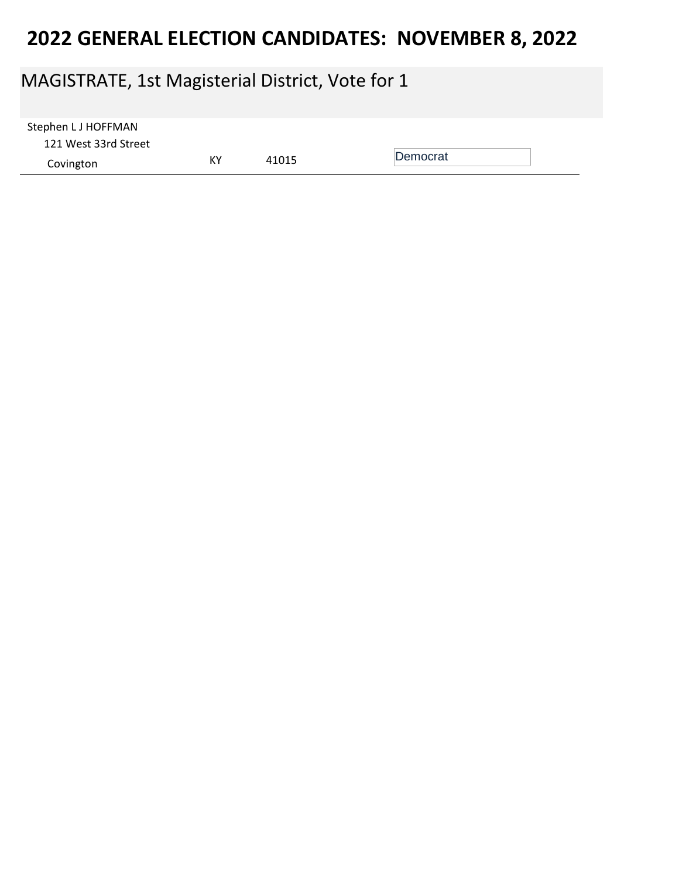# 2022 GENERAL ELECTION CANDIDATES: NOVEMBER 8, 2022

## MAGISTRATE, 1st Magisterial District, Vote for 1

Stephen L J HOFFMAN
121 West 33rd Street
Covington KY 41015 Democrat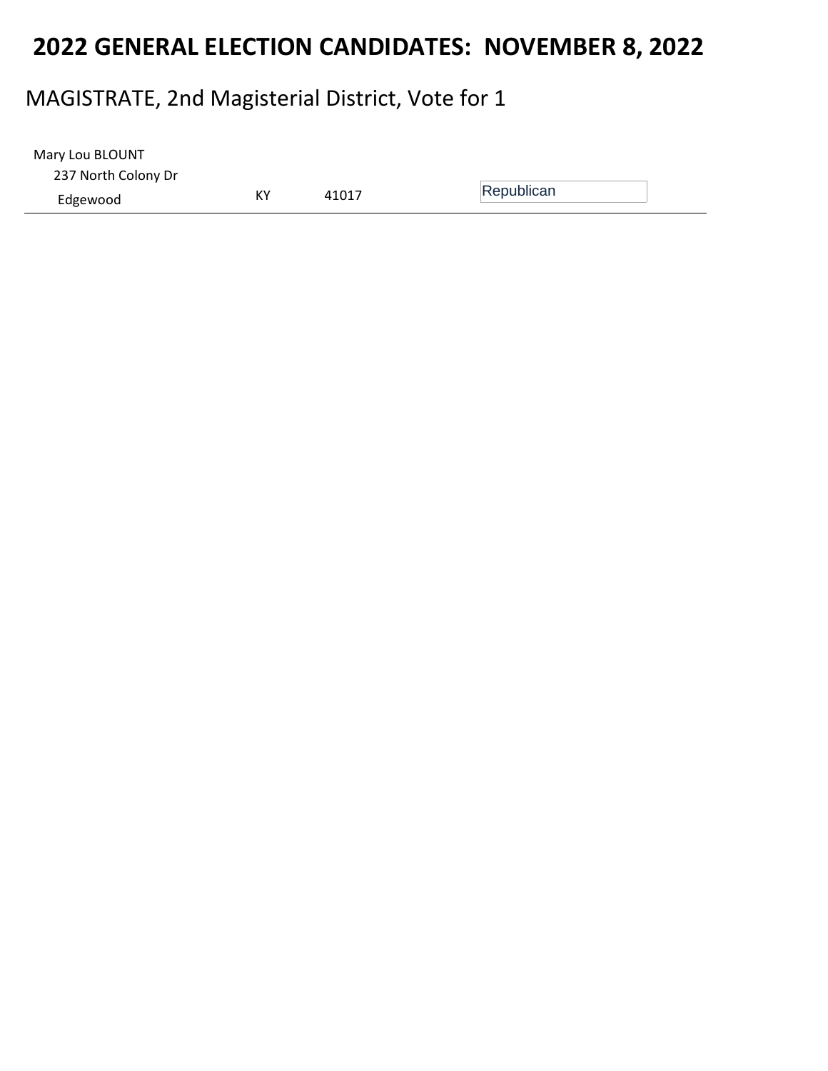# 2022 GENERAL ELECTION CANDIDATES: NOVEMBER 8, 2022

## MAGISTRATE, 2nd Magisterial District, Vote for 1

| Candidate | State | Zip | Party |
|---|---|---|---|
| Mary Lou BLOUNT<br>237 North Colony Dr<br>Edgewood | KY | 41017 | Republican |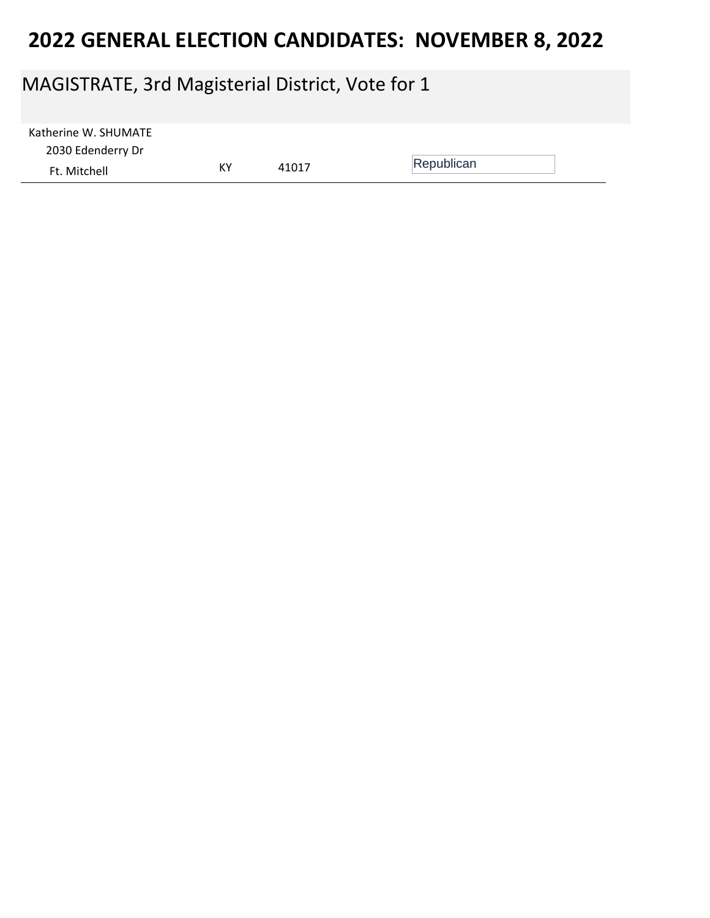# 2022 GENERAL ELECTION CANDIDATES: NOVEMBER 8, 2022

## MAGISTRATE, 3rd Magisterial District, Vote for 1

| Candidate | State | ZIP | Party |
|---|---|---|---|
| Katherine W. SHUMATE<br>2030 Edenderry Dr<br>Ft. Mitchell | KY | 41017 | Republican |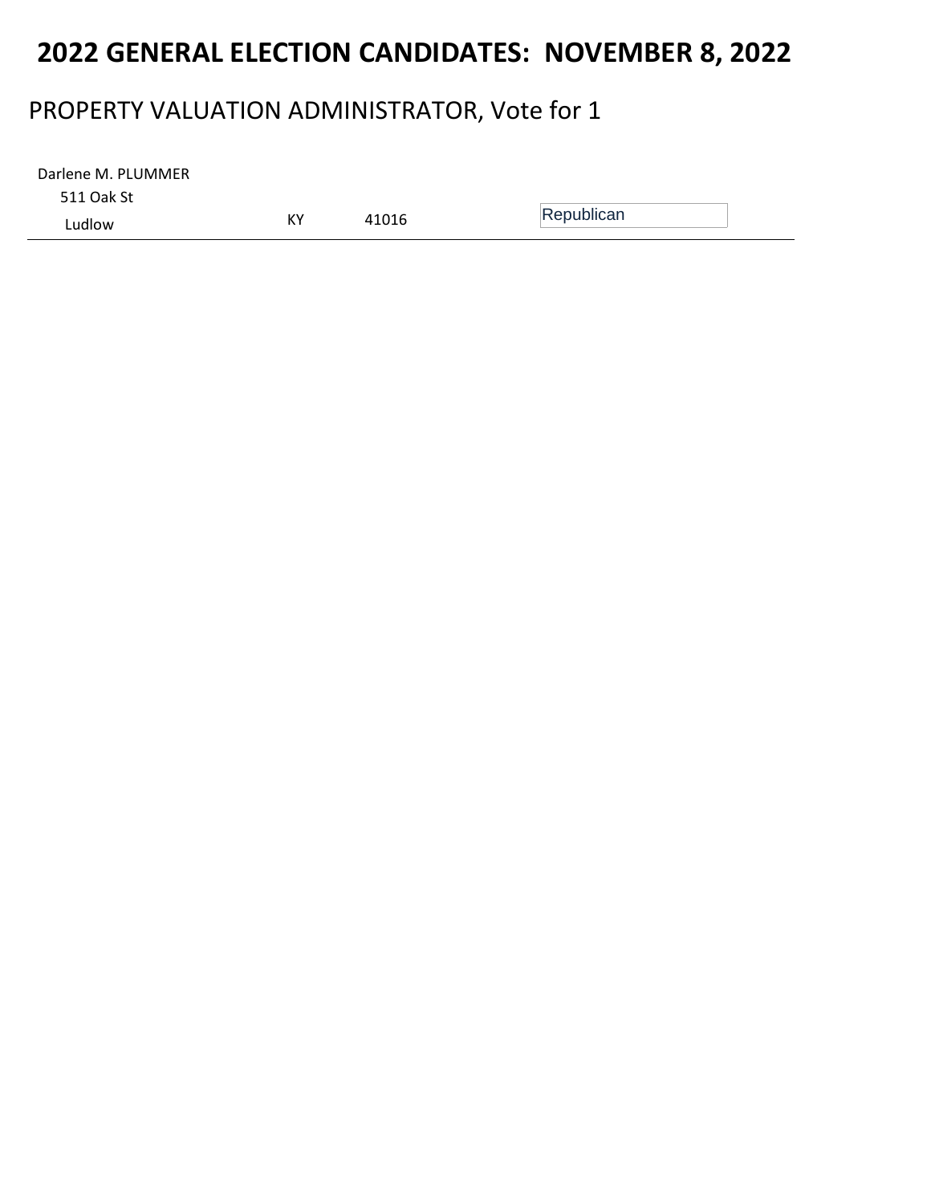# 2022 GENERAL ELECTION CANDIDATES: NOVEMBER 8, 2022

## PROPERTY VALUATION ADMINISTRATOR, Vote for 1

| Candidate | State | ZIP | Party |
|---|---|---|---|
| Darlene M. PLUMMER<br>511 Oak St<br>Ludlow | KY | 41016 | Republican |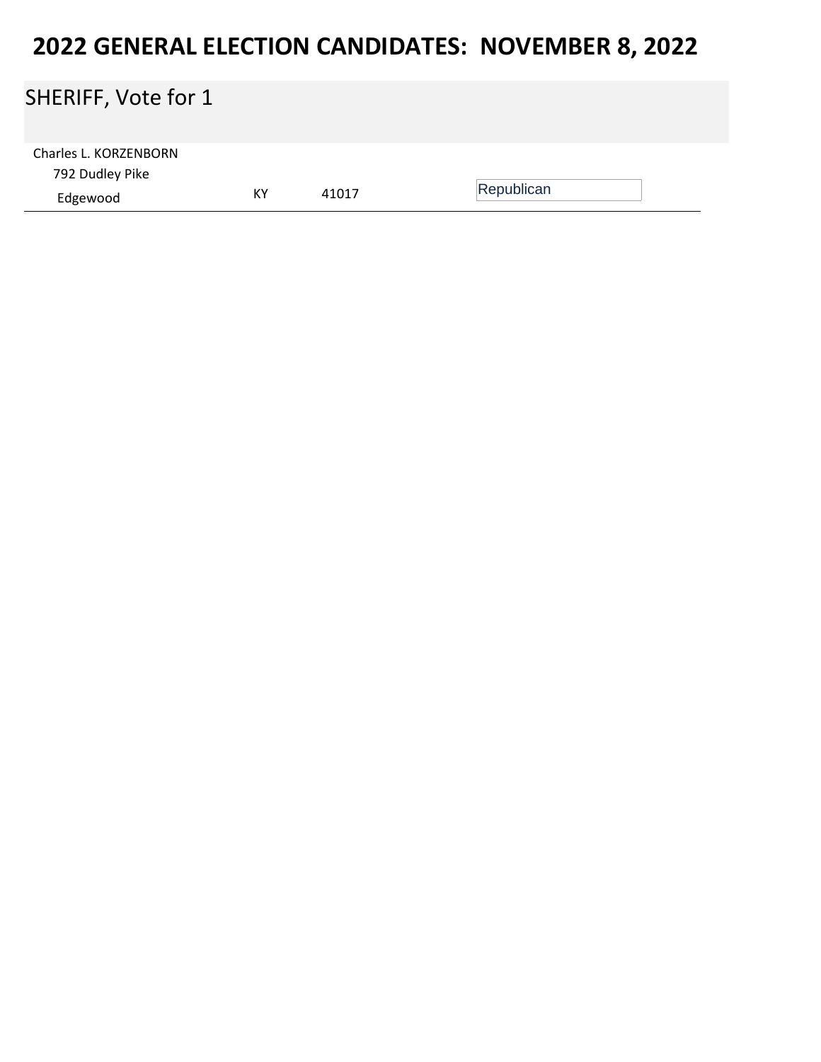# 2022 GENERAL ELECTION CANDIDATES: NOVEMBER 8, 2022

## SHERIFF, Vote for 1

| Candidate | State | Zip | Party |
|---|---|---|---|
| Charles L. KORZENBORN<br>792 Dudley Pike<br>Edgewood | KY | 41017 | Republican |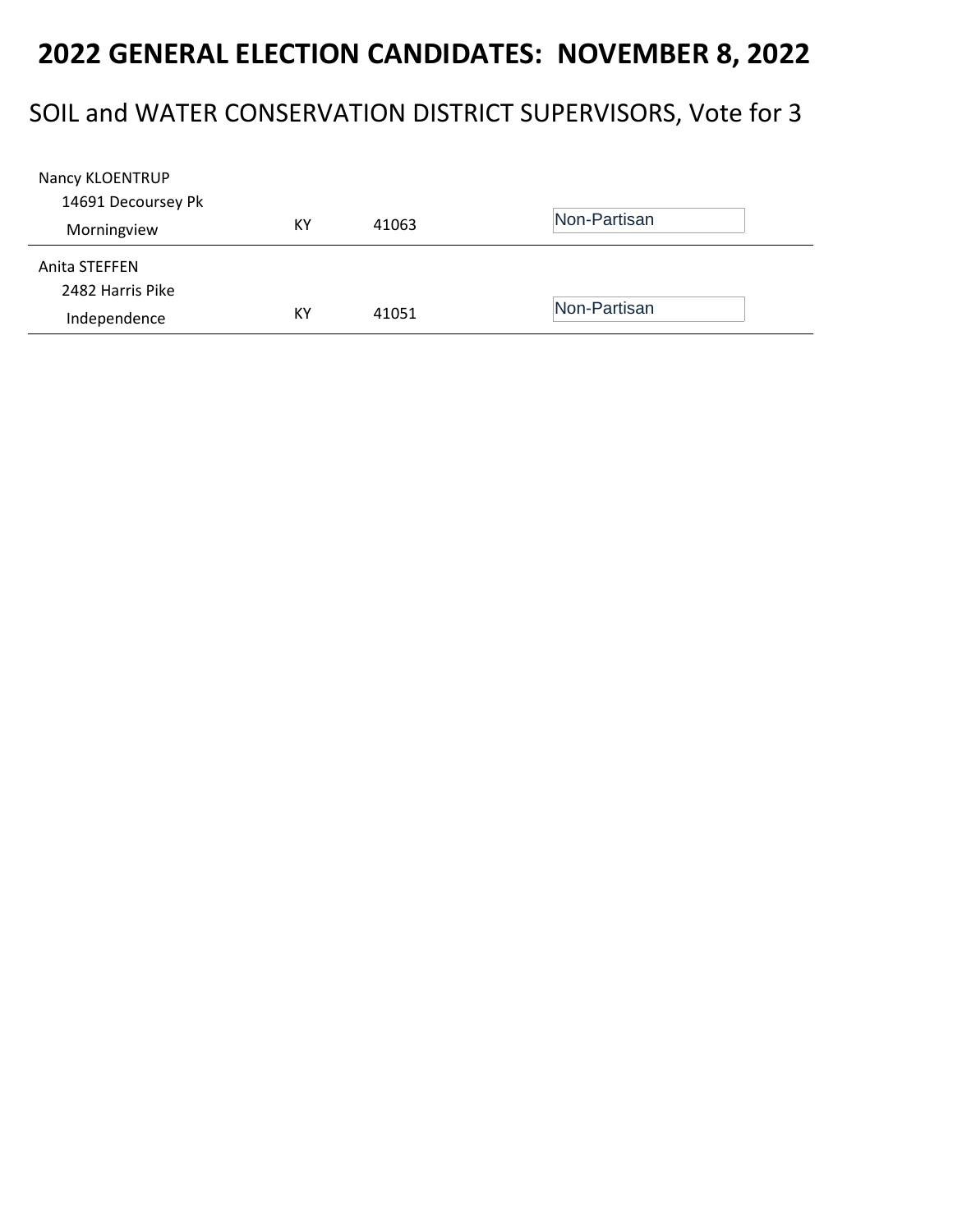# 2022 GENERAL ELECTION CANDIDATES: NOVEMBER 8, 2022

## SOIL and WATER CONSERVATION DISTRICT SUPERVISORS, Vote for 3

| Candidate | State | Zip | Party |
|---|---|---|---|
| Nancy KLOENTRUP<br>14691 Decoursey Pk<br>Morningview | KY | 41063 | Non-Partisan |
| Anita STEFFEN<br>2482 Harris Pike<br>Independence | KY | 41051 | Non-Partisan |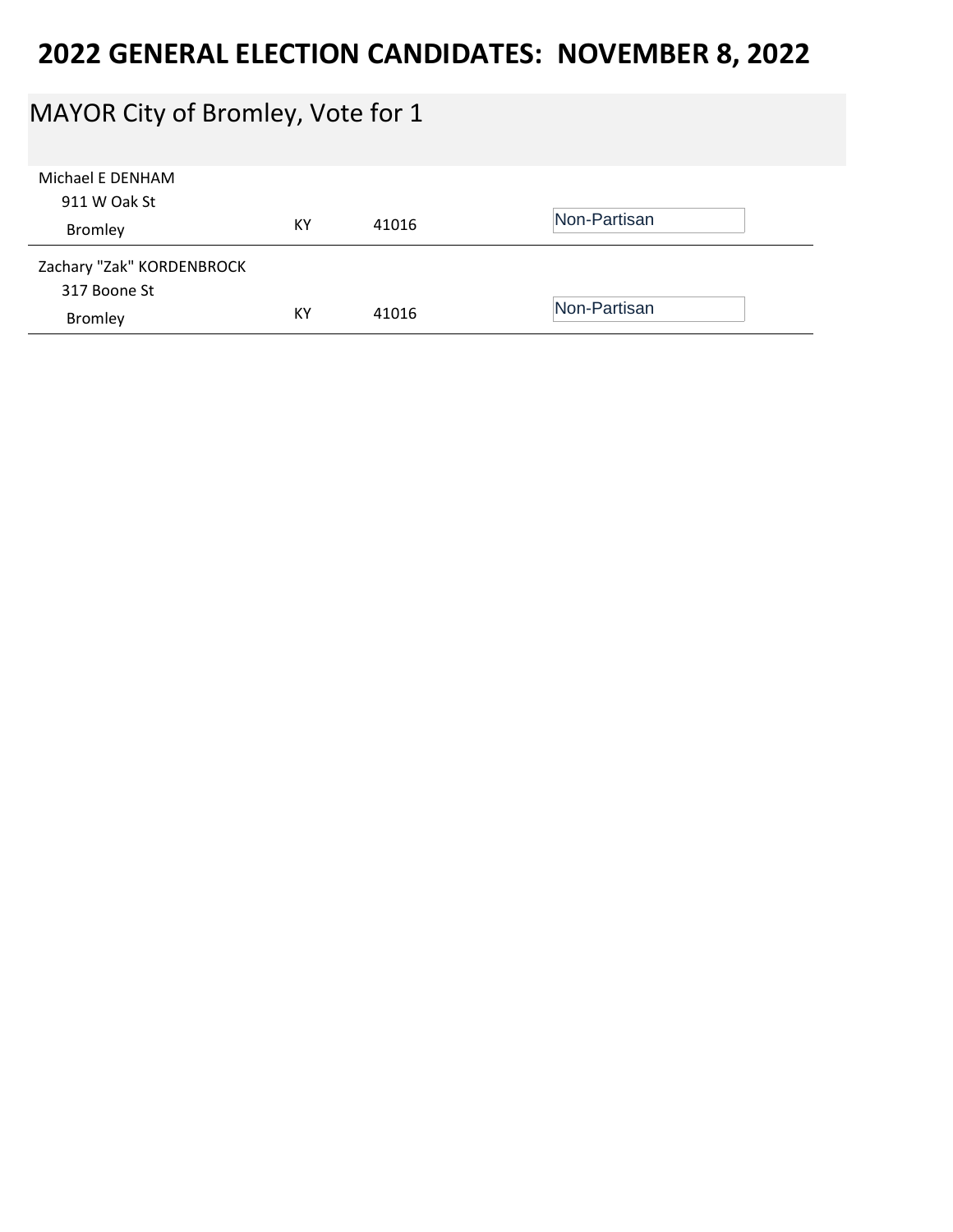# 2022 GENERAL ELECTION CANDIDATES: NOVEMBER 8, 2022

## MAYOR City of Bromley, Vote for 1

| Candidate | State | ZIP | Party |
|---|---|---|---|
| Michael E DENHAM<br>911 W Oak St<br>Bromley | KY | 41016 | Non-Partisan |
| Zachary "Zak" KORDENBROCK<br>317 Boone St<br>Bromley | KY | 41016 | Non-Partisan |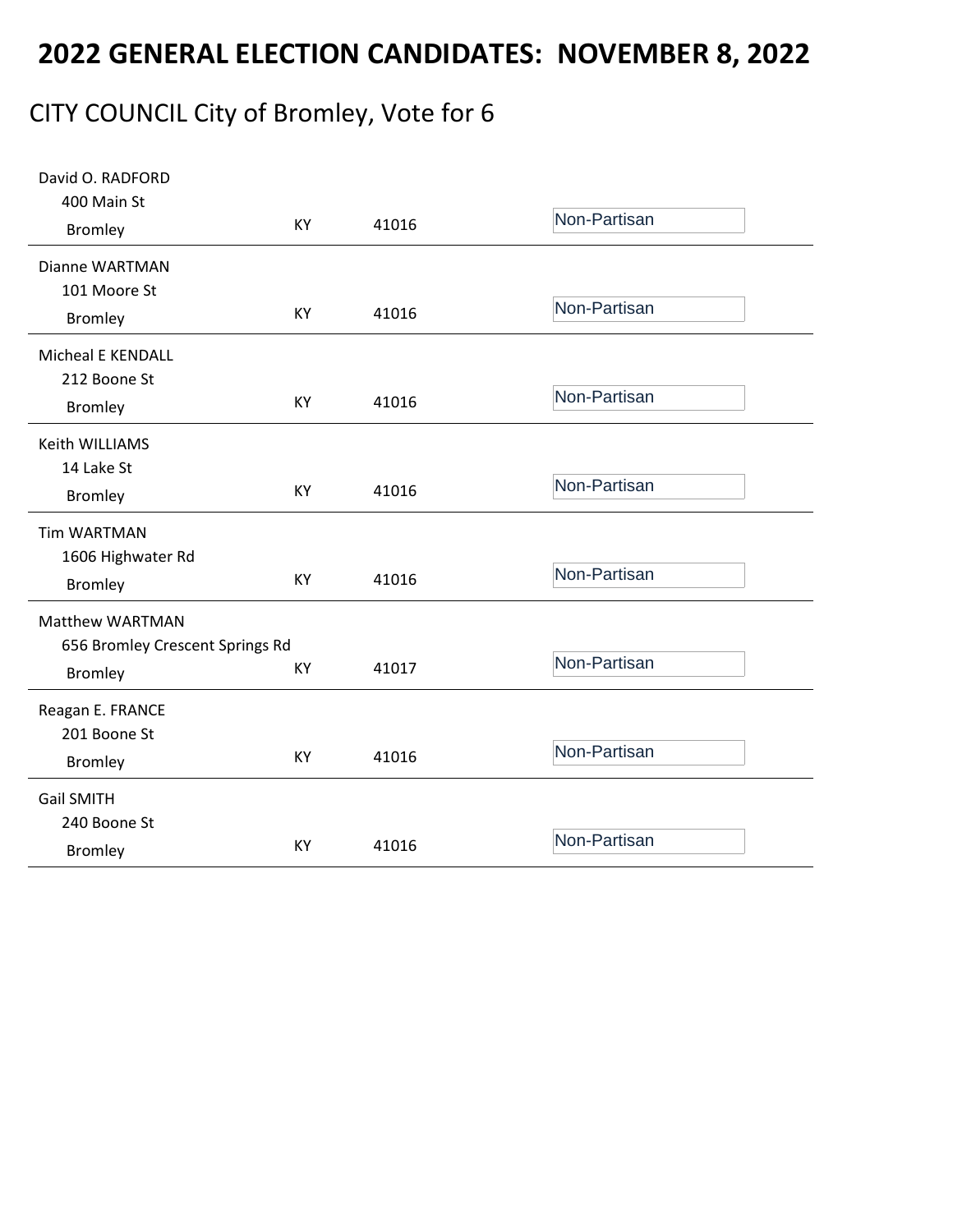# 2022 GENERAL ELECTION CANDIDATES: NOVEMBER 8, 2022

## CITY COUNCIL City of Bromley, Vote for 6

| Candidate / Address | State | Zip | Party |
|---|---|---|---|
| David O. RADFORD<br>400 Main St<br>Bromley | KY | 41016 | Non-Partisan |
| Dianne WARTMAN<br>101 Moore St<br>Bromley | KY | 41016 | Non-Partisan |
| Micheal E KENDALL<br>212 Boone St<br>Bromley | KY | 41016 | Non-Partisan |
| Keith WILLIAMS<br>14 Lake St<br>Bromley | KY | 41016 | Non-Partisan |
| Tim WARTMAN<br>1606 Highwater Rd<br>Bromley | KY | 41016 | Non-Partisan |
| Matthew WARTMAN<br>656 Bromley Crescent Springs Rd<br>Bromley | KY | 41017 | Non-Partisan |
| Reagan E. FRANCE<br>201 Boone St<br>Bromley | KY | 41016 | Non-Partisan |
| Gail SMITH<br>240 Boone St<br>Bromley | KY | 41016 | Non-Partisan |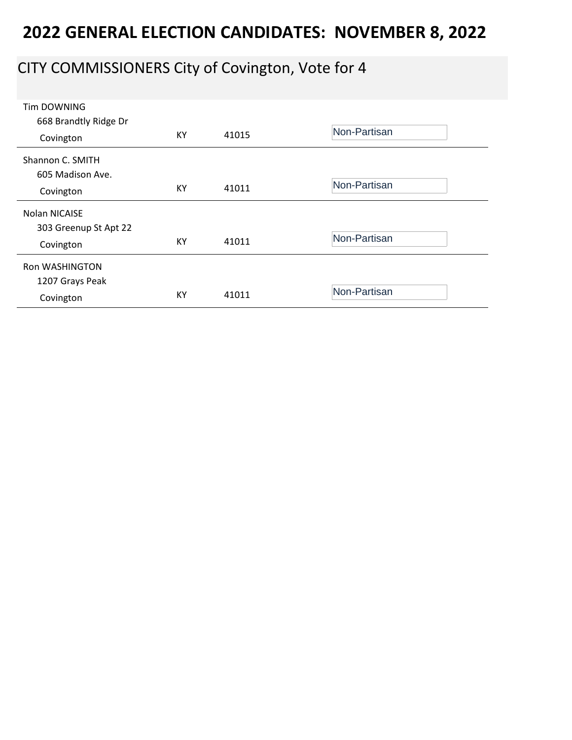# 2022 GENERAL ELECTION CANDIDATES: NOVEMBER 8, 2022

## CITY COMMISSIONERS City of Covington, Vote for 4

| Candidate | State | Zip | Party |
|---|---|---|---|
| Tim DOWNING<br>668 Brandtly Ridge Dr<br>Covington | KY | 41015 | Non-Partisan |
| Shannon C. SMITH<br>605 Madison Ave.<br>Covington | KY | 41011 | Non-Partisan |
| Nolan NICAISE<br>303 Greenup St Apt 22<br>Covington | KY | 41011 | Non-Partisan |
| Ron WASHINGTON<br>1207 Grays Peak<br>Covington | KY | 41011 | Non-Partisan |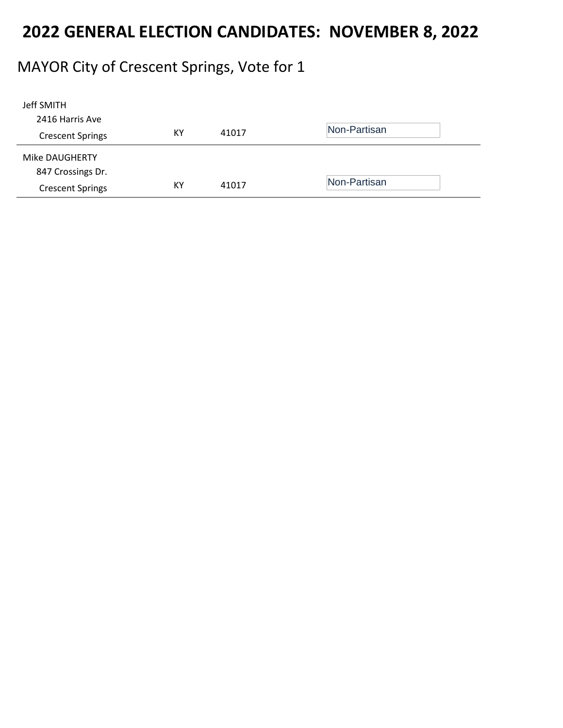# 2022 GENERAL ELECTION CANDIDATES: NOVEMBER 8, 2022

## MAYOR City of Crescent Springs, Vote for 1

| Candidate | State | Zip | Party |
|---|---|---|---|
| Jeff SMITH<br>2416 Harris Ave<br>Crescent Springs | KY | 41017 | Non-Partisan |
| Mike DAUGHERTY<br>847 Crossings Dr.<br>Crescent Springs | KY | 41017 | Non-Partisan |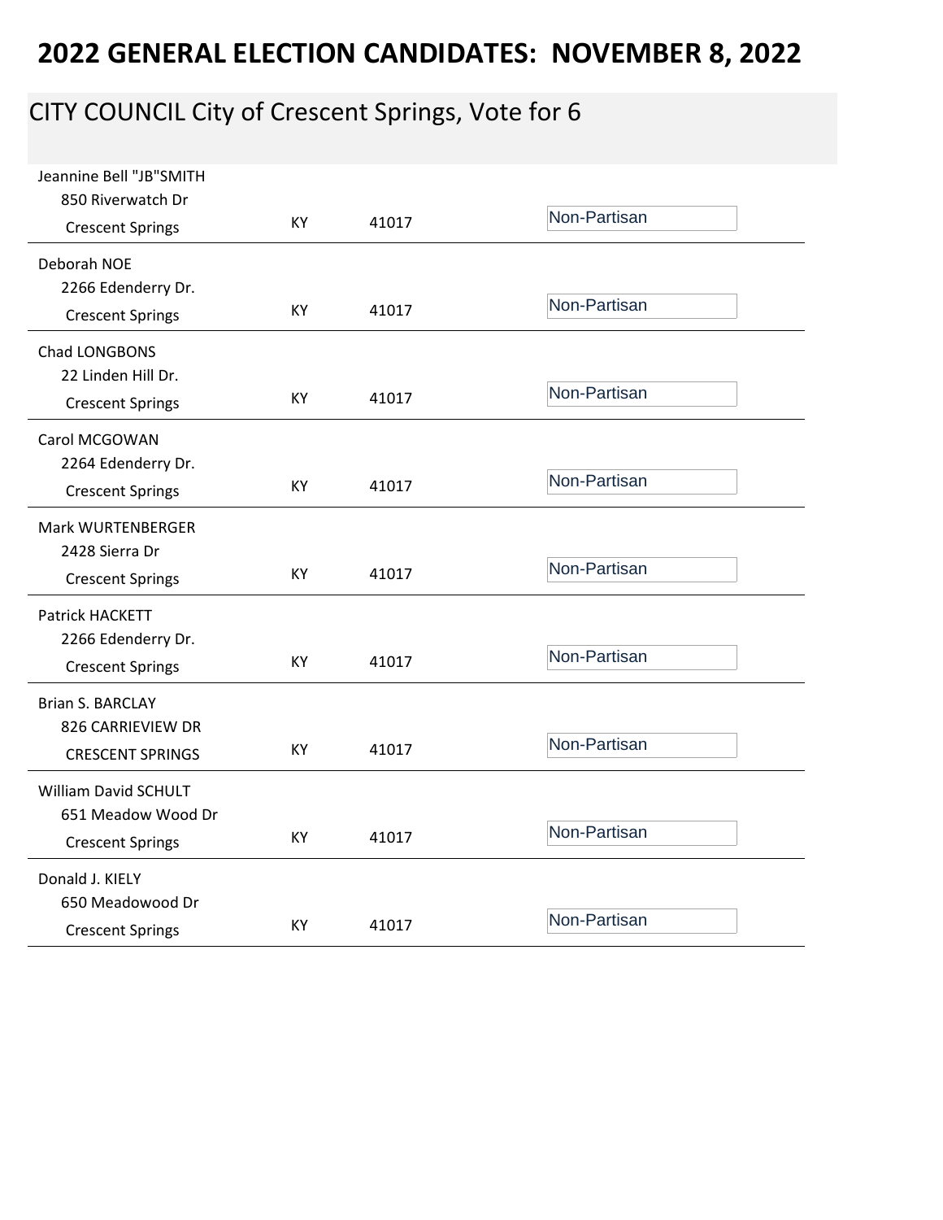# 2022 GENERAL ELECTION CANDIDATES: NOVEMBER 8, 2022

## CITY COUNCIL City of Crescent Springs, Vote for 6

| Candidate / Address | State | Zip | Party |
|---|---|---|---|
| Jeannine Bell "JB"SMITH<br>850 Riverwatch Dr<br>Crescent Springs | KY | 41017 | Non-Partisan |
| Deborah NOE<br>2266 Edenderry Dr.<br>Crescent Springs | KY | 41017 | Non-Partisan |
| Chad LONGBONS<br>22 Linden Hill Dr.<br>Crescent Springs | KY | 41017 | Non-Partisan |
| Carol MCGOWAN<br>2264 Edenderry Dr.<br>Crescent Springs | KY | 41017 | Non-Partisan |
| Mark WURTENBERGER<br>2428 Sierra Dr<br>Crescent Springs | KY | 41017 | Non-Partisan |
| Patrick HACKETT<br>2266 Edenderry Dr.<br>Crescent Springs | KY | 41017 | Non-Partisan |
| Brian S. BARCLAY<br>826 CARRIEVIEW DR<br>CRESCENT SPRINGS | KY | 41017 | Non-Partisan |
| William David SCHULT<br>651 Meadow Wood Dr<br>Crescent Springs | KY | 41017 | Non-Partisan |
| Donald J. KIELY<br>650 Meadowood Dr<br>Crescent Springs | KY | 41017 | Non-Partisan |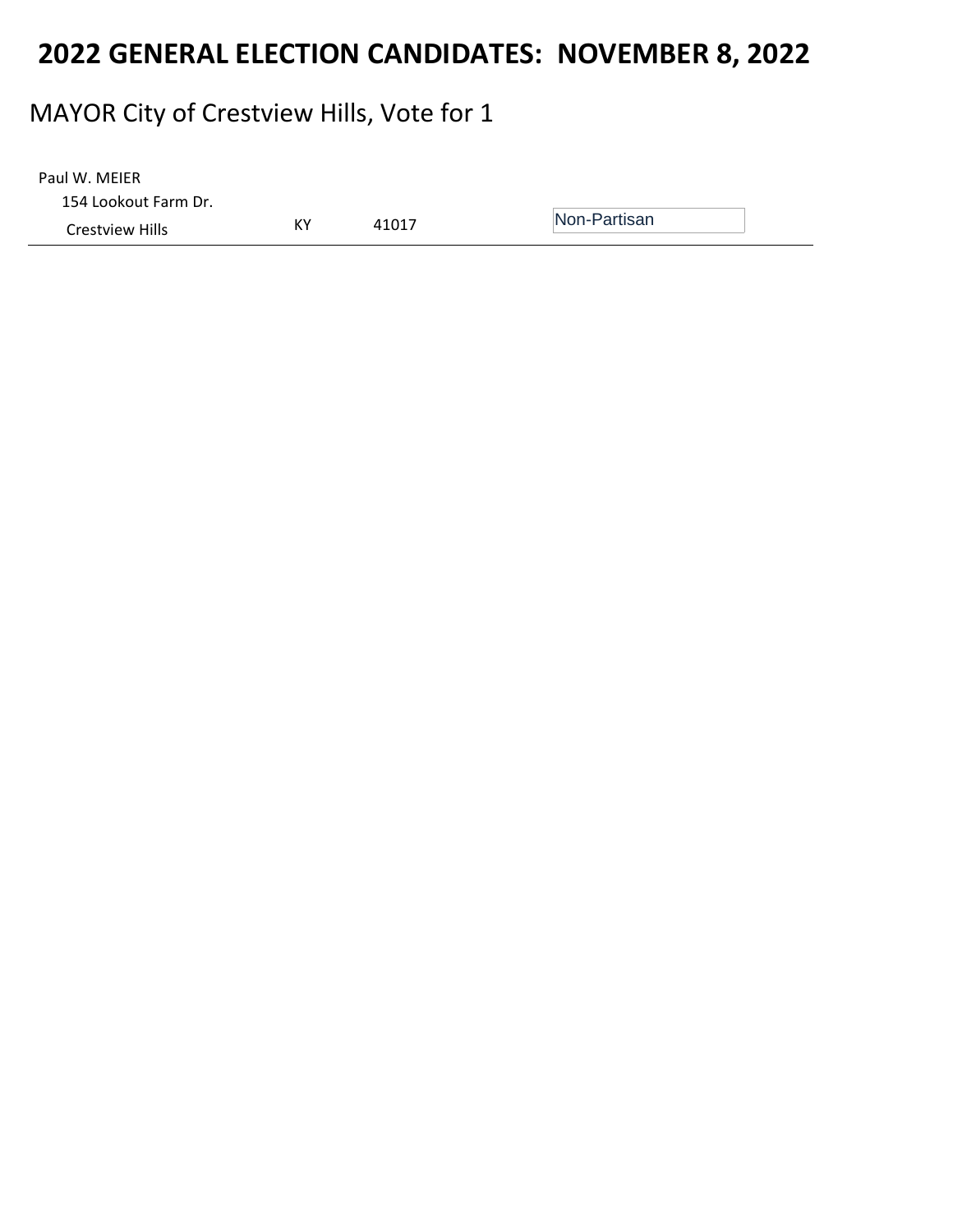# 2022 GENERAL ELECTION CANDIDATES: NOVEMBER 8, 2022

## MAYOR City of Crestview Hills, Vote for 1

| Candidate | State | Zip | Affiliation |
|---|---|---|---|
| Paul W. MEIER<br>154 Lookout Farm Dr.<br>Crestview Hills | KY | 41017 | Non-Partisan |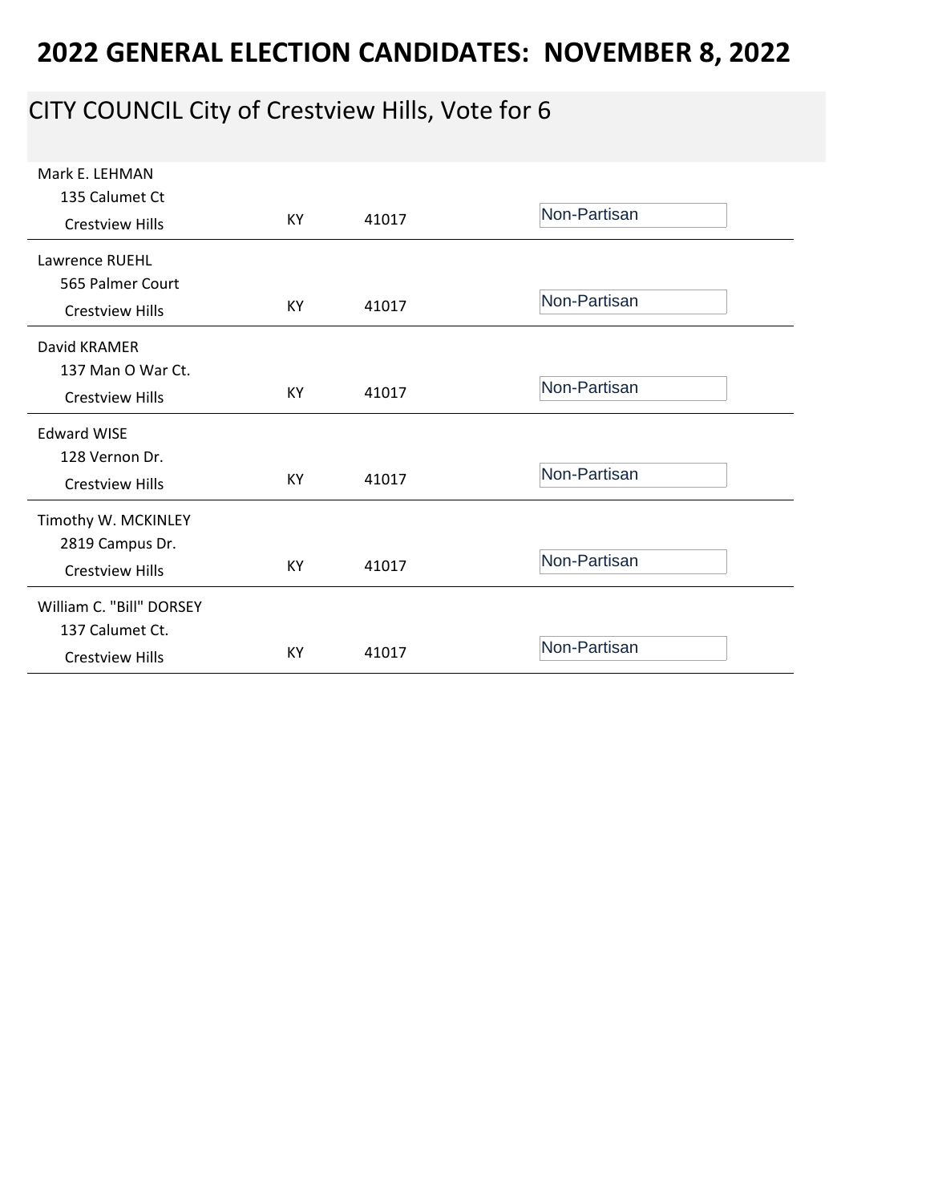# 2022 GENERAL ELECTION CANDIDATES: NOVEMBER 8, 2022

## CITY COUNCIL City of Crestview Hills, Vote for 6

| Candidate / Address | State | Zip | Party |
|---|---|---|---|
| Mark E. LEHMAN<br>135 Calumet Ct<br>Crestview Hills | KY | 41017 | Non-Partisan |
| Lawrence RUEHL<br>565 Palmer Court<br>Crestview Hills | KY | 41017 | Non-Partisan |
| David KRAMER<br>137 Man O War Ct.<br>Crestview Hills | KY | 41017 | Non-Partisan |
| Edward WISE<br>128 Vernon Dr.<br>Crestview Hills | KY | 41017 | Non-Partisan |
| Timothy W. MCKINLEY<br>2819 Campus Dr.<br>Crestview Hills | KY | 41017 | Non-Partisan |
| William C. "Bill" DORSEY<br>137 Calumet Ct.<br>Crestview Hills | KY | 41017 | Non-Partisan |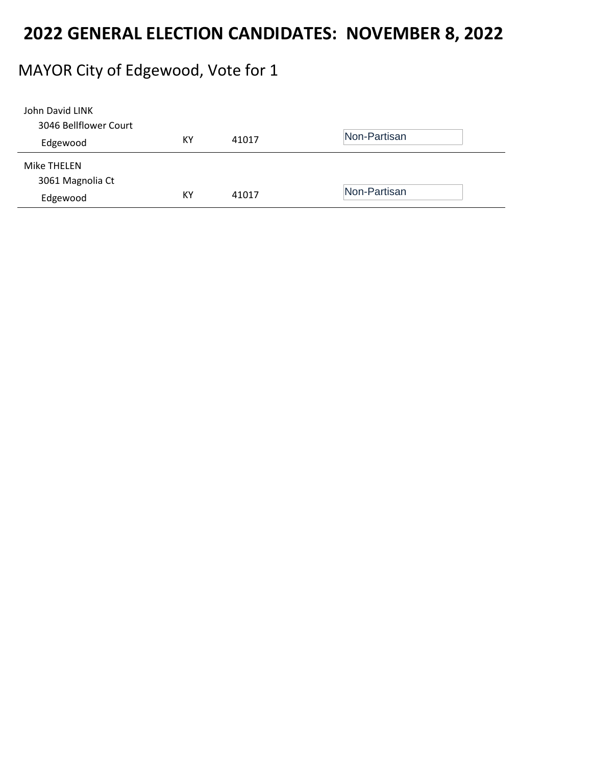# 2022 GENERAL ELECTION CANDIDATES: NOVEMBER 8, 2022

## MAYOR City of Edgewood, Vote for 1

| Candidate | State | Zip | Party |
|---|---|---|---|
| John David LINK<br>3046 Bellflower Court<br>Edgewood | KY | 41017 | Non-Partisan |
| Mike THELEN<br>3061 Magnolia Ct<br>Edgewood | KY | 41017 | Non-Partisan |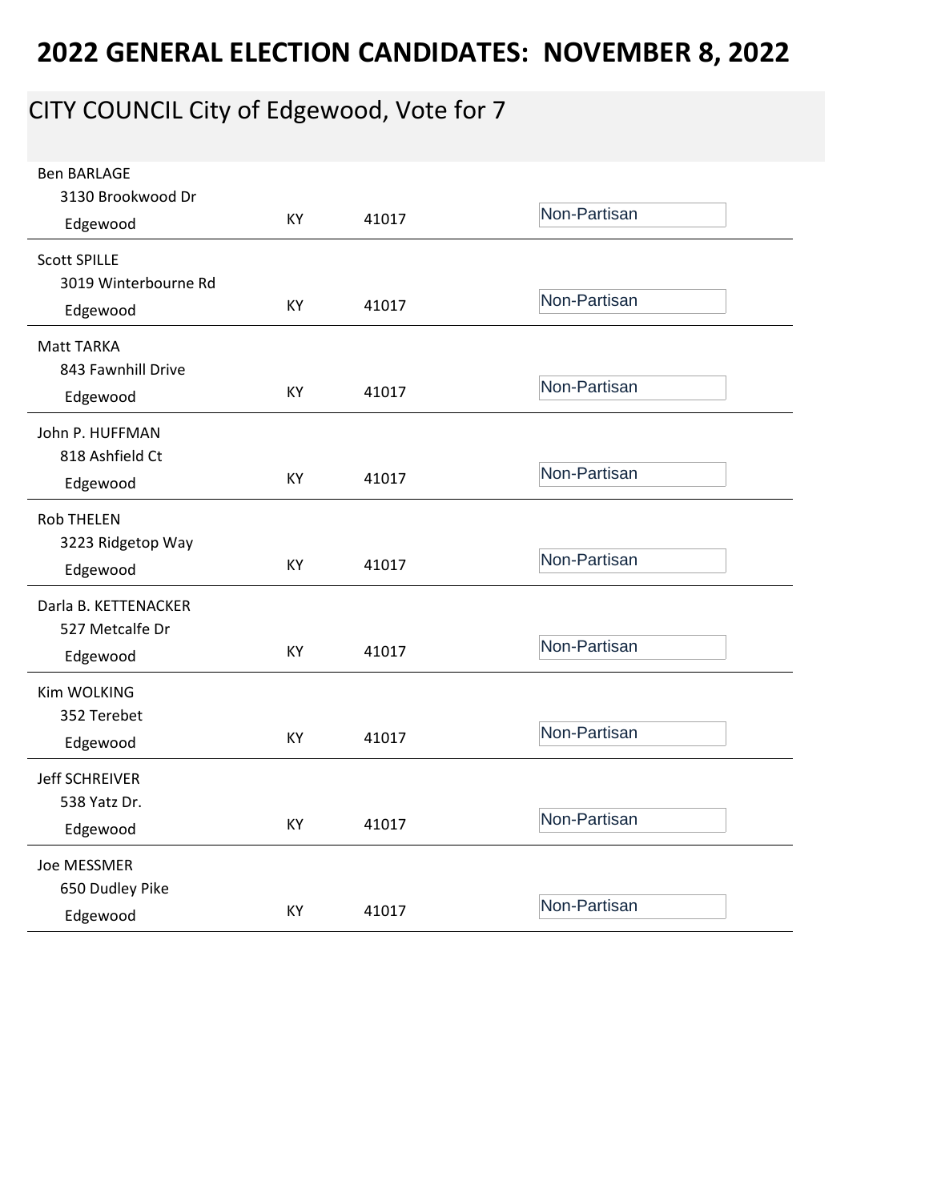# 2022 GENERAL ELECTION CANDIDATES: NOVEMBER 8, 2022

## CITY COUNCIL City of Edgewood, Vote for 7

| Candidate | Address | City | State | Zip | Party |
|---|---|---|---|---|---|
| Ben BARLAGE | 3130 Brookwood Dr | Edgewood | KY | 41017 | Non-Partisan |
| Scott SPILLE | 3019 Winterbourne Rd | Edgewood | KY | 41017 | Non-Partisan |
| Matt TARKA | 843 Fawnhill Drive | Edgewood | KY | 41017 | Non-Partisan |
| John P. HUFFMAN | 818 Ashfield Ct | Edgewood | KY | 41017 | Non-Partisan |
| Rob THELEN | 3223 Ridgetop Way | Edgewood | KY | 41017 | Non-Partisan |
| Darla B. KETTENACKER | 527 Metcalfe Dr | Edgewood | KY | 41017 | Non-Partisan |
| Kim WOLKING | 352 Terebet | Edgewood | KY | 41017 | Non-Partisan |
| Jeff SCHREIVER | 538 Yatz Dr. | Edgewood | KY | 41017 | Non-Partisan |
| Joe MESSMER | 650 Dudley Pike | Edgewood | KY | 41017 | Non-Partisan |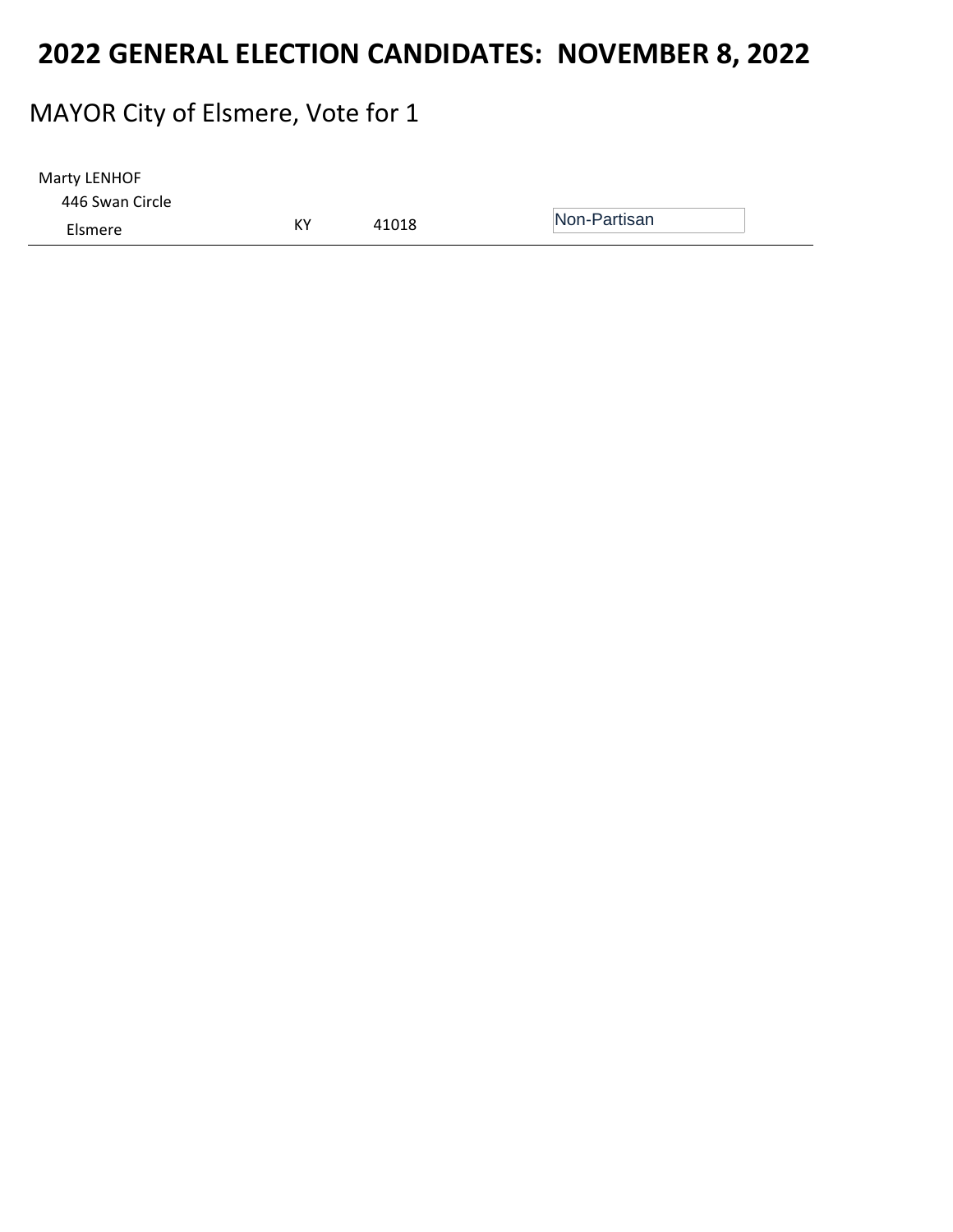# 2022 GENERAL ELECTION CANDIDATES: NOVEMBER 8, 2022

## MAYOR City of Elsmere, Vote for 1

| Candidate | State | Zip | Party |
|---|---|---|---|
| Marty LENHOF<br>446 Swan Circle<br>Elsmere | KY | 41018 | Non-Partisan |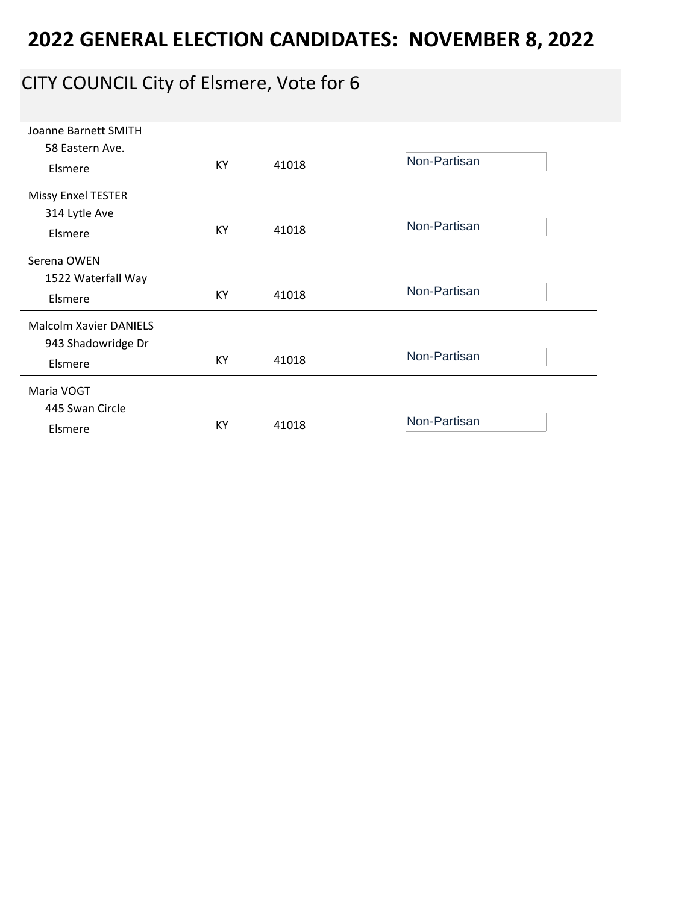# 2022 GENERAL ELECTION CANDIDATES: NOVEMBER 8, 2022

## CITY COUNCIL City of Elsmere, Vote for 6

| Candidate | State | Zip | Party |
|---|---|---|---|
| Joanne Barnett SMITH<br>58 Eastern Ave.<br>Elsmere | KY | 41018 | Non-Partisan |
| Missy Enxel TESTER<br>314 Lytle Ave<br>Elsmere | KY | 41018 | Non-Partisan |
| Serena OWEN<br>1522 Waterfall Way<br>Elsmere | KY | 41018 | Non-Partisan |
| Malcolm Xavier DANIELS<br>943 Shadowridge Dr<br>Elsmere | KY | 41018 | Non-Partisan |
| Maria VOGT<br>445 Swan Circle<br>Elsmere | KY | 41018 | Non-Partisan |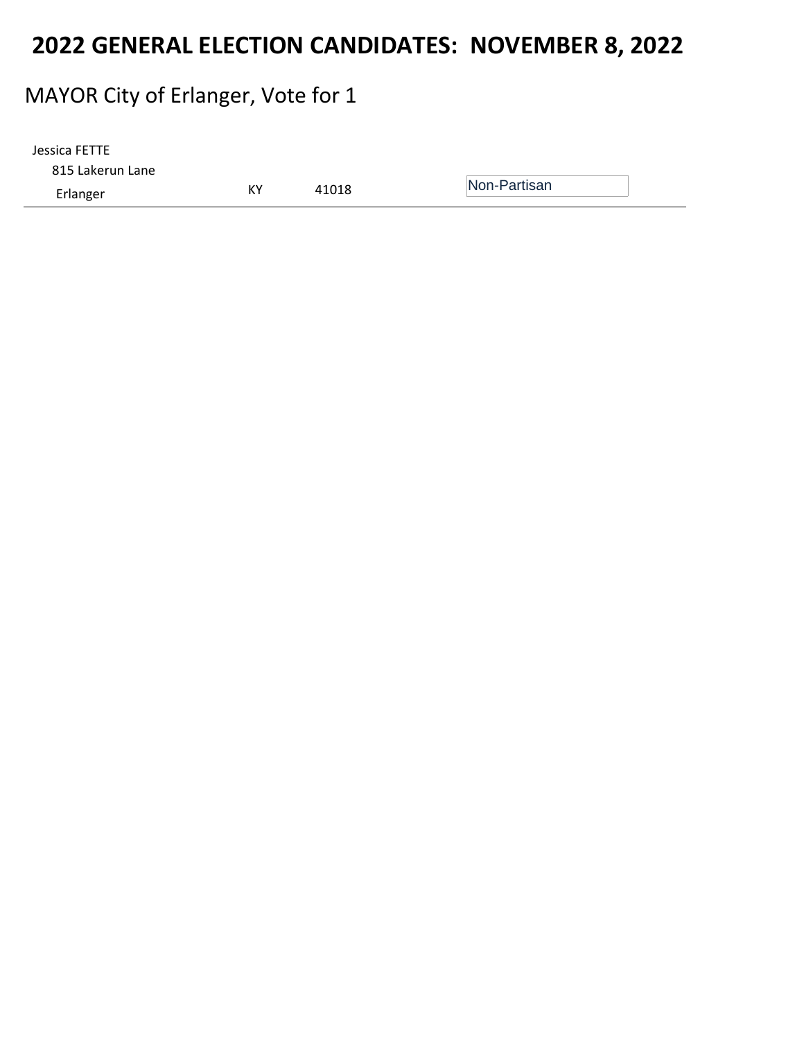# 2022 GENERAL ELECTION CANDIDATES: NOVEMBER 8, 2022

## MAYOR City of Erlanger, Vote for 1

| Candidate | State | ZIP | Affiliation |
|---|---|---|---|
| Jessica FETTE<br>815 Lakerun Lane<br>Erlanger | KY | 41018 | Non-Partisan |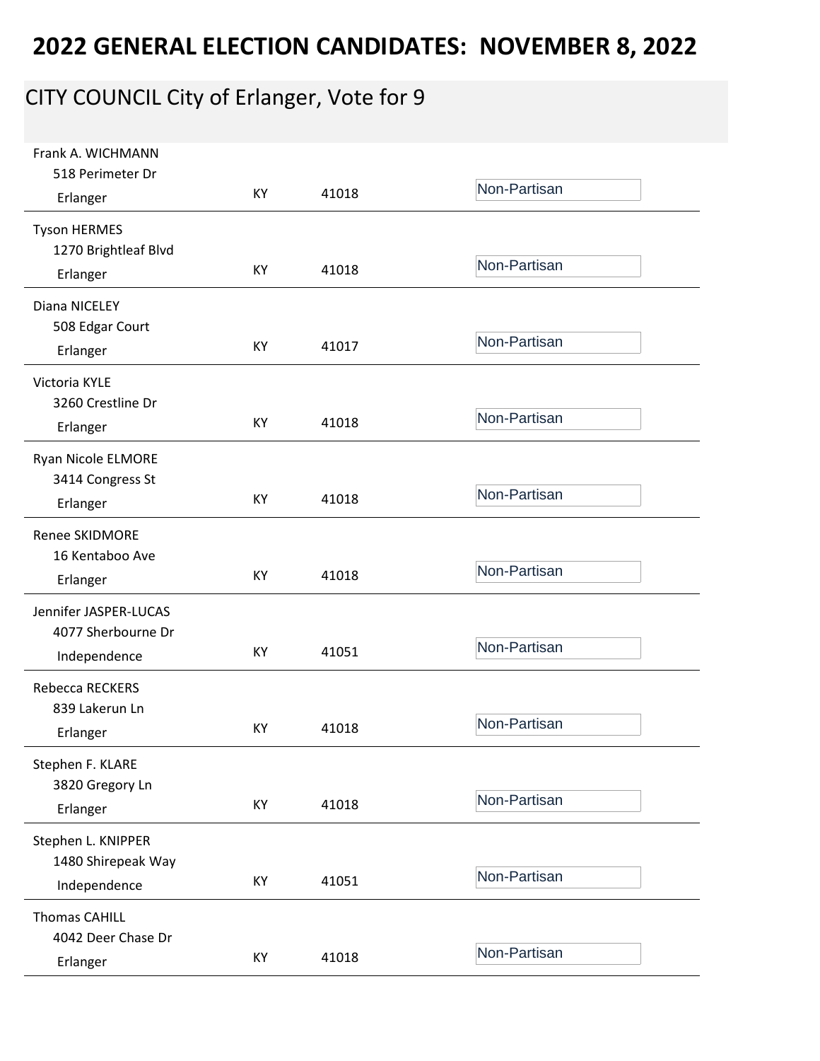# 2022 GENERAL ELECTION CANDIDATES: NOVEMBER 8, 2022

## CITY COUNCIL City of Erlanger, Vote for 9

| Candidate | State | Zip | Party |
|---|---|---|---|
| Frank A. WICHMANN<br>518 Perimeter Dr<br>Erlanger | KY | 41018 | Non-Partisan |
| Tyson HERMES<br>1270 Brightleaf Blvd<br>Erlanger | KY | 41018 | Non-Partisan |
| Diana NICELEY<br>508 Edgar Court<br>Erlanger | KY | 41017 | Non-Partisan |
| Victoria KYLE<br>3260 Crestline Dr<br>Erlanger | KY | 41018 | Non-Partisan |
| Ryan Nicole ELMORE<br>3414 Congress St<br>Erlanger | KY | 41018 | Non-Partisan |
| Renee SKIDMORE<br>16 Kentaboo Ave<br>Erlanger | KY | 41018 | Non-Partisan |
| Jennifer JASPER-LUCAS<br>4077 Sherbourne Dr<br>Independence | KY | 41051 | Non-Partisan |
| Rebecca RECKERS<br>839 Lakerun Ln<br>Erlanger | KY | 41018 | Non-Partisan |
| Stephen F. KLARE<br>3820 Gregory Ln<br>Erlanger | KY | 41018 | Non-Partisan |
| Stephen L. KNIPPER<br>1480 Shirepeak Way<br>Independence | KY | 41051 | Non-Partisan |
| Thomas CAHILL<br>4042 Deer Chase Dr<br>Erlanger | KY | 41018 | Non-Partisan |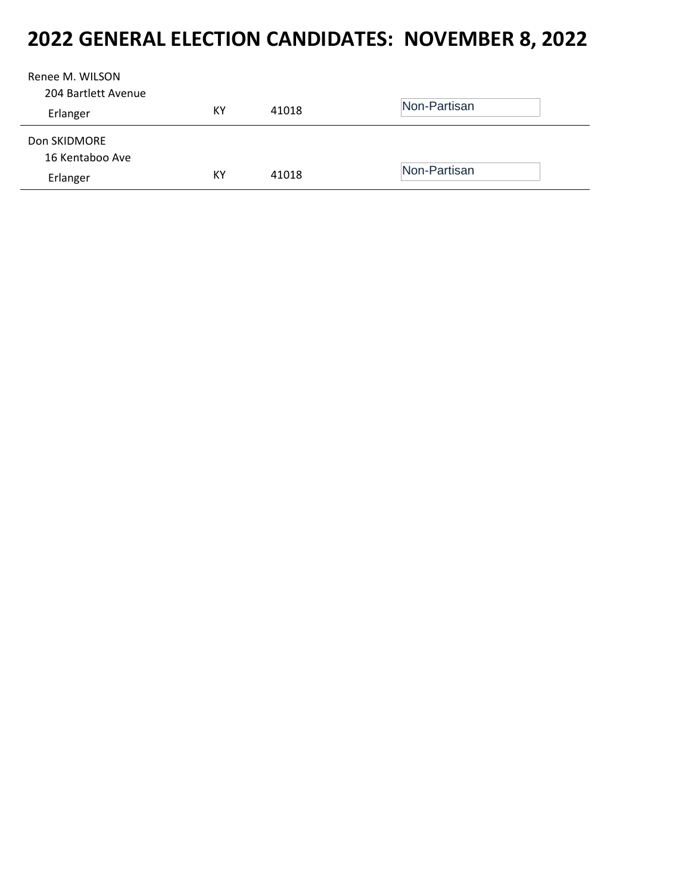# 2022 GENERAL ELECTION CANDIDATES: NOVEMBER 8, 2022

| Candidate | State | Zip | Party |
|---|---|---|---|
| Renee M. WILSON<br>204 Bartlett Avenue<br>Erlanger | KY | 41018 | Non-Partisan |
| Don SKIDMORE<br>16 Kentaboo Ave<br>Erlanger | KY | 41018 | Non-Partisan |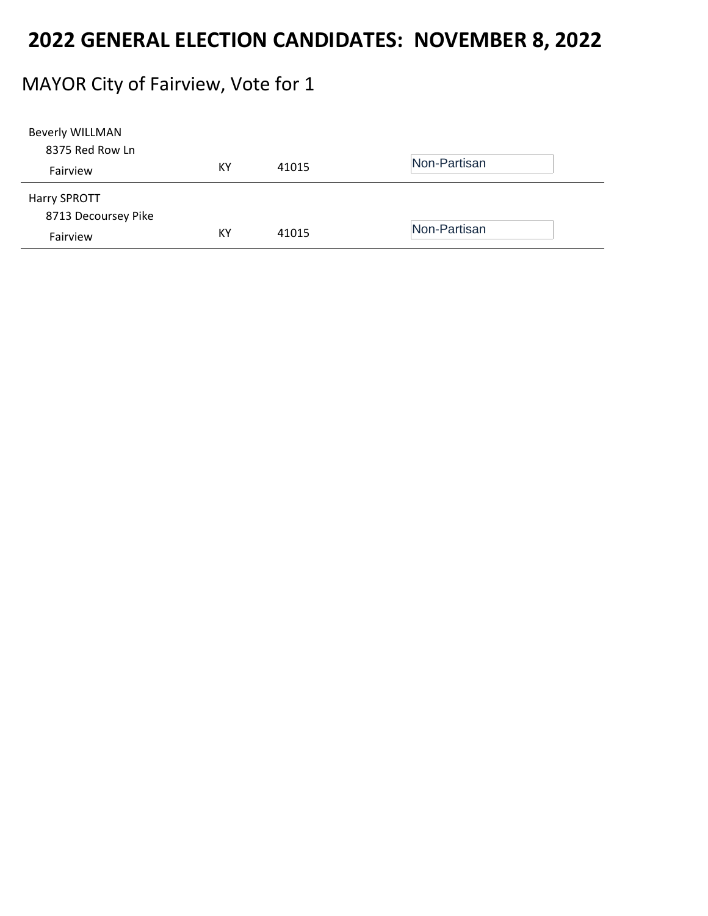# 2022 GENERAL ELECTION CANDIDATES: NOVEMBER 8, 2022

## MAYOR City of Fairview, Vote for 1

| Candidate | State | Zip | Party |
|---|---|---|---|
| Beverly WILLMAN<br>8375 Red Row Ln<br>Fairview | KY | 41015 | Non-Partisan |
| Harry SPROTT<br>8713 Decoursey Pike<br>Fairview | KY | 41015 | Non-Partisan |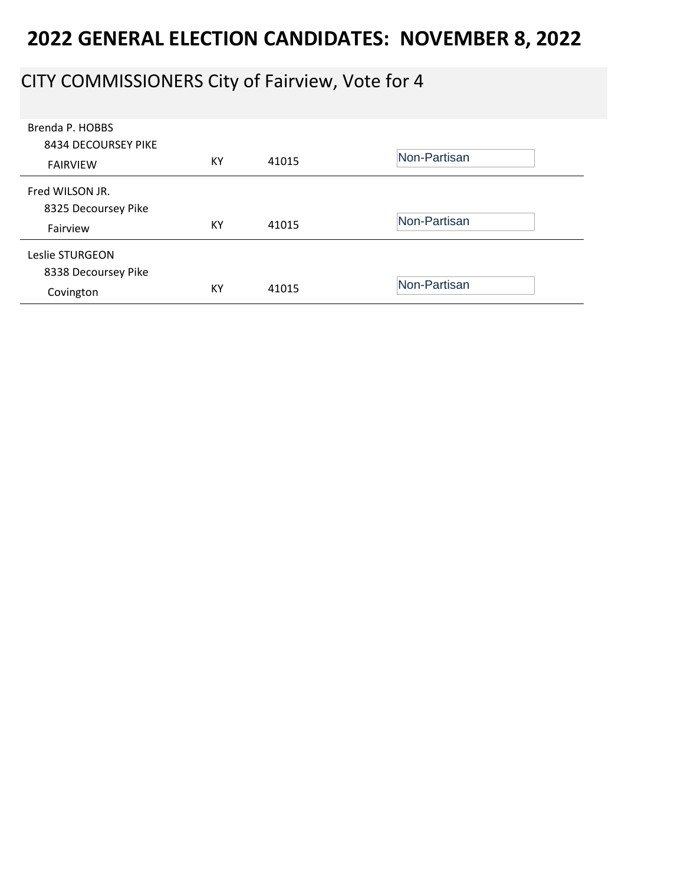# 2022 GENERAL ELECTION CANDIDATES: NOVEMBER 8, 2022

## CITY COMMISSIONERS City of Fairview, Vote for 4

| Candidate | State | Zip | Party |
| --- | --- | --- | --- |
| Brenda P. HOBBS<br>8434 DECOURSEY PIKE<br>FAIRVIEW | KY | 41015 | Non-Partisan |
| Fred WILSON JR.<br>8325 Decoursey Pike<br>Fairview | KY | 41015 | Non-Partisan |
| Leslie STURGEON<br>8338 Decoursey Pike<br>Covington | KY | 41015 | Non-Partisan |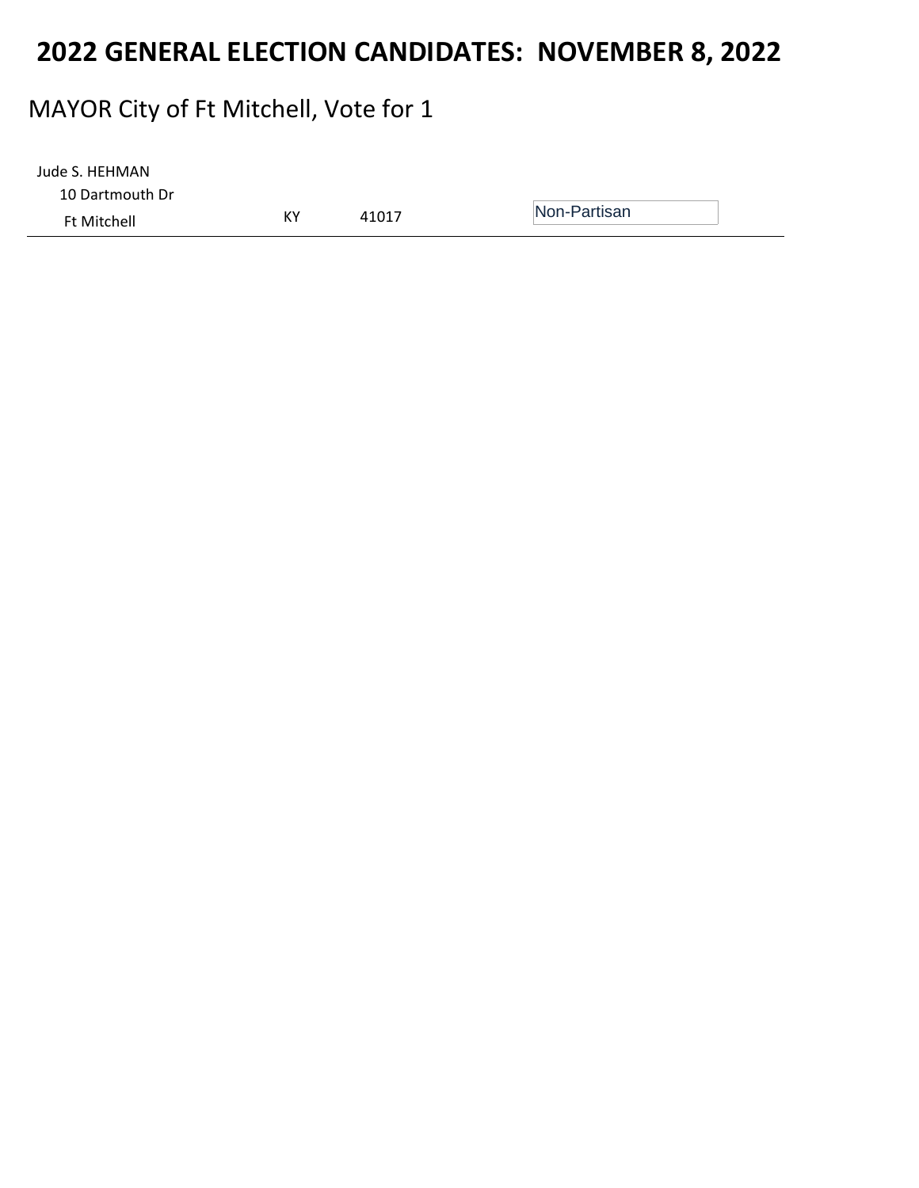# 2022 GENERAL ELECTION CANDIDATES: NOVEMBER 8, 2022

## MAYOR City of Ft Mitchell, Vote for 1

| Candidate | State | ZIP | Affiliation |
|---|---|---|---|
| Jude S. HEHMAN<br>10 Dartmouth Dr<br>Ft Mitchell | KY | 41017 | Non-Partisan |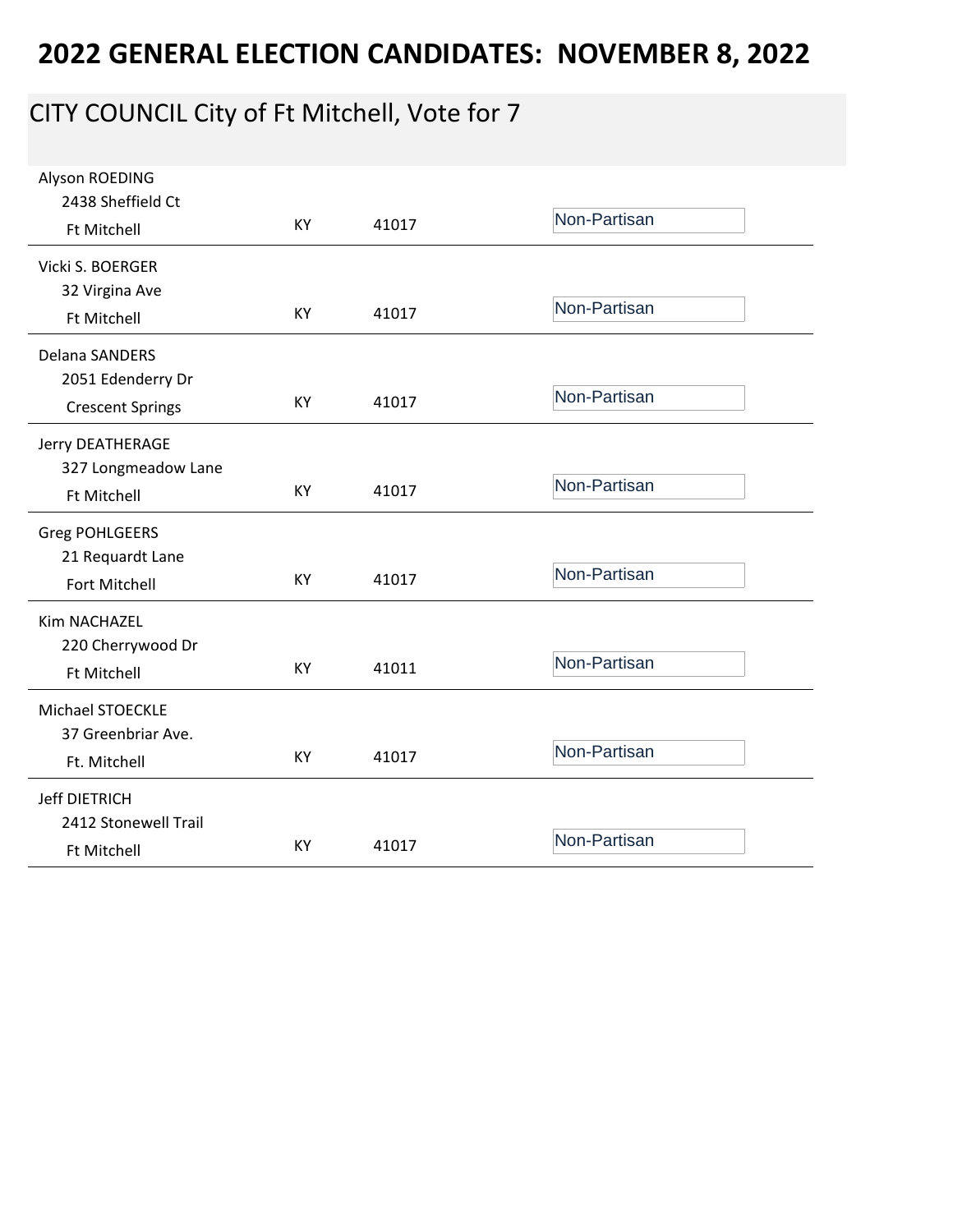# 2022 GENERAL ELECTION CANDIDATES: NOVEMBER 8, 2022

## CITY COUNCIL City of Ft Mitchell, Vote for 7

| Candidate | State | Zip | Party |
| --- | --- | --- | --- |
| Alyson ROEDING<br>2438 Sheffield Ct<br>Ft Mitchell | KY | 41017 | Non-Partisan |
| Vicki S. BOERGER<br>32 Virgina Ave<br>Ft Mitchell | KY | 41017 | Non-Partisan |
| Delana SANDERS<br>2051 Edenderry Dr<br>Crescent Springs | KY | 41017 | Non-Partisan |
| Jerry DEATHERAGE<br>327 Longmeadow Lane<br>Ft Mitchell | KY | 41017 | Non-Partisan |
| Greg POHLGEERS<br>21 Requardt Lane<br>Fort Mitchell | KY | 41017 | Non-Partisan |
| Kim NACHAZEL<br>220 Cherrywood Dr<br>Ft Mitchell | KY | 41011 | Non-Partisan |
| Michael STOECKLE<br>37 Greenbriar Ave.<br>Ft. Mitchell | KY | 41017 | Non-Partisan |
| Jeff DIETRICH<br>2412 Stonewell Trail<br>Ft Mitchell | KY | 41017 | Non-Partisan |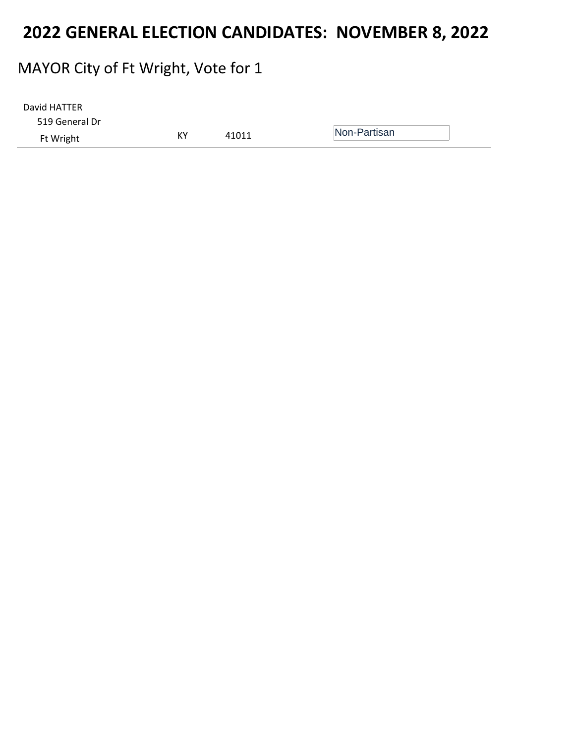# 2022 GENERAL ELECTION CANDIDATES: NOVEMBER 8, 2022

## MAYOR City of Ft Wright, Vote for 1

| Candidate | State | Zip | Party |
| --- | --- | --- | --- |
| David HATTER<br>519 General Dr<br>Ft Wright | KY | 41011 | Non-Partisan |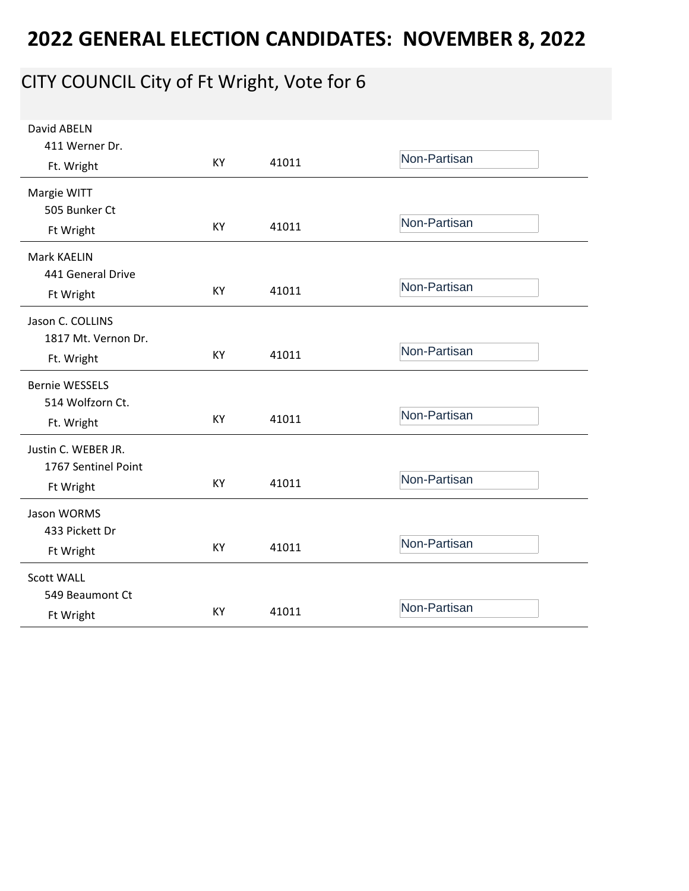# 2022 GENERAL ELECTION CANDIDATES: NOVEMBER 8, 2022

## CITY COUNCIL City of Ft Wright, Vote for 6

| Candidate / Address | State | Zip | Party |
|---|---|---|---|
| David ABELN<br>411 Werner Dr.<br>Ft. Wright | KY | 41011 | Non-Partisan |
| Margie WITT<br>505 Bunker Ct<br>Ft Wright | KY | 41011 | Non-Partisan |
| Mark KAELIN<br>441 General Drive<br>Ft Wright | KY | 41011 | Non-Partisan |
| Jason C. COLLINS<br>1817 Mt. Vernon Dr.<br>Ft. Wright | KY | 41011 | Non-Partisan |
| Bernie WESSELS<br>514 Wolfzorn Ct.<br>Ft. Wright | KY | 41011 | Non-Partisan |
| Justin C. WEBER JR.<br>1767 Sentinel Point<br>Ft Wright | KY | 41011 | Non-Partisan |
| Jason WORMS<br>433 Pickett Dr<br>Ft Wright | KY | 41011 | Non-Partisan |
| Scott WALL<br>549 Beaumont Ct<br>Ft Wright | KY | 41011 | Non-Partisan |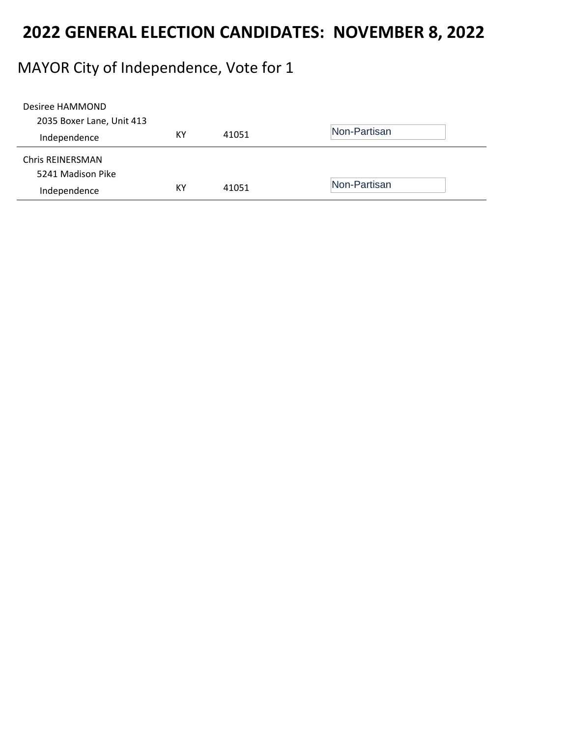# 2022 GENERAL ELECTION CANDIDATES: NOVEMBER 8, 2022

## MAYOR City of Independence, Vote for 1

| Candidate | State | Zip | Party |
|---|---|---|---|
| Desiree HAMMOND<br>2035 Boxer Lane, Unit 413<br>Independence | KY | 41051 | Non-Partisan |
| Chris REINERSMAN<br>5241 Madison Pike<br>Independence | KY | 41051 | Non-Partisan |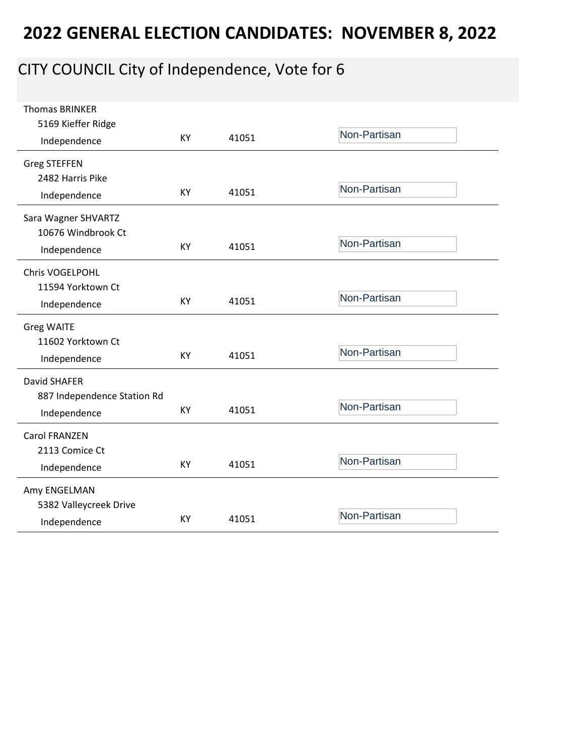# 2022 GENERAL ELECTION CANDIDATES: NOVEMBER 8, 2022

## CITY COUNCIL City of Independence, Vote for 6

| Candidate | State | Zip | Party |
|---|---|---|---|
| Thomas BRINKER<br>5169 Kieffer Ridge<br>Independence | KY | 41051 | Non-Partisan |
| Greg STEFFEN<br>2482 Harris Pike<br>Independence | KY | 41051 | Non-Partisan |
| Sara Wagner SHVARTZ<br>10676 Windbrook Ct<br>Independence | KY | 41051 | Non-Partisan |
| Chris VOGELPOHL<br>11594 Yorktown Ct<br>Independence | KY | 41051 | Non-Partisan |
| Greg WAITE<br>11602 Yorktown Ct<br>Independence | KY | 41051 | Non-Partisan |
| David SHAFER<br>887 Independence Station Rd<br>Independence | KY | 41051 | Non-Partisan |
| Carol FRANZEN<br>2113 Comice Ct<br>Independence | KY | 41051 | Non-Partisan |
| Amy ENGELMAN<br>5382 Valleycreek Drive<br>Independence | KY | 41051 | Non-Partisan |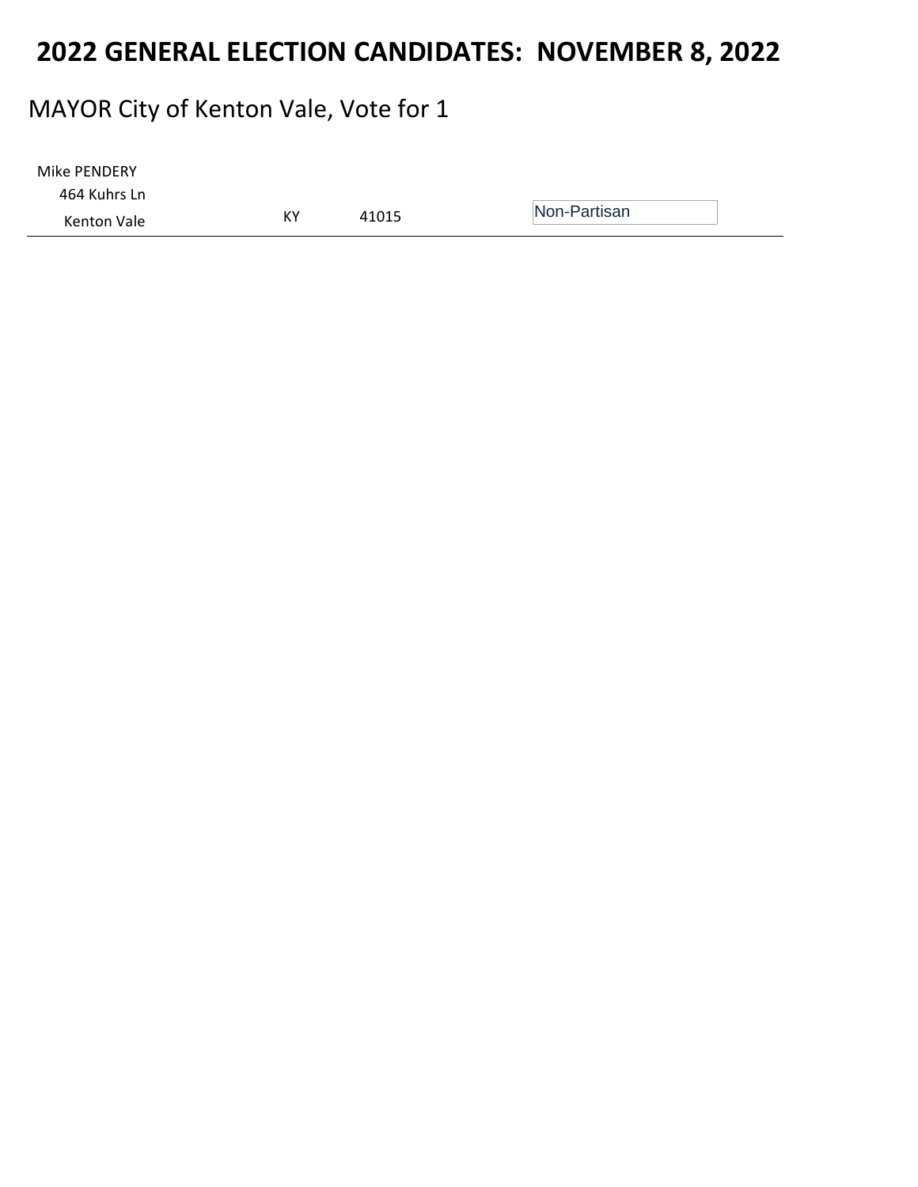# 2022 GENERAL ELECTION CANDIDATES: NOVEMBER 8, 2022

## MAYOR City of Kenton Vale, Vote for 1

Mike PENDERY
464 Kuhrs Ln
Kenton Vale KY 41015 Non-Partisan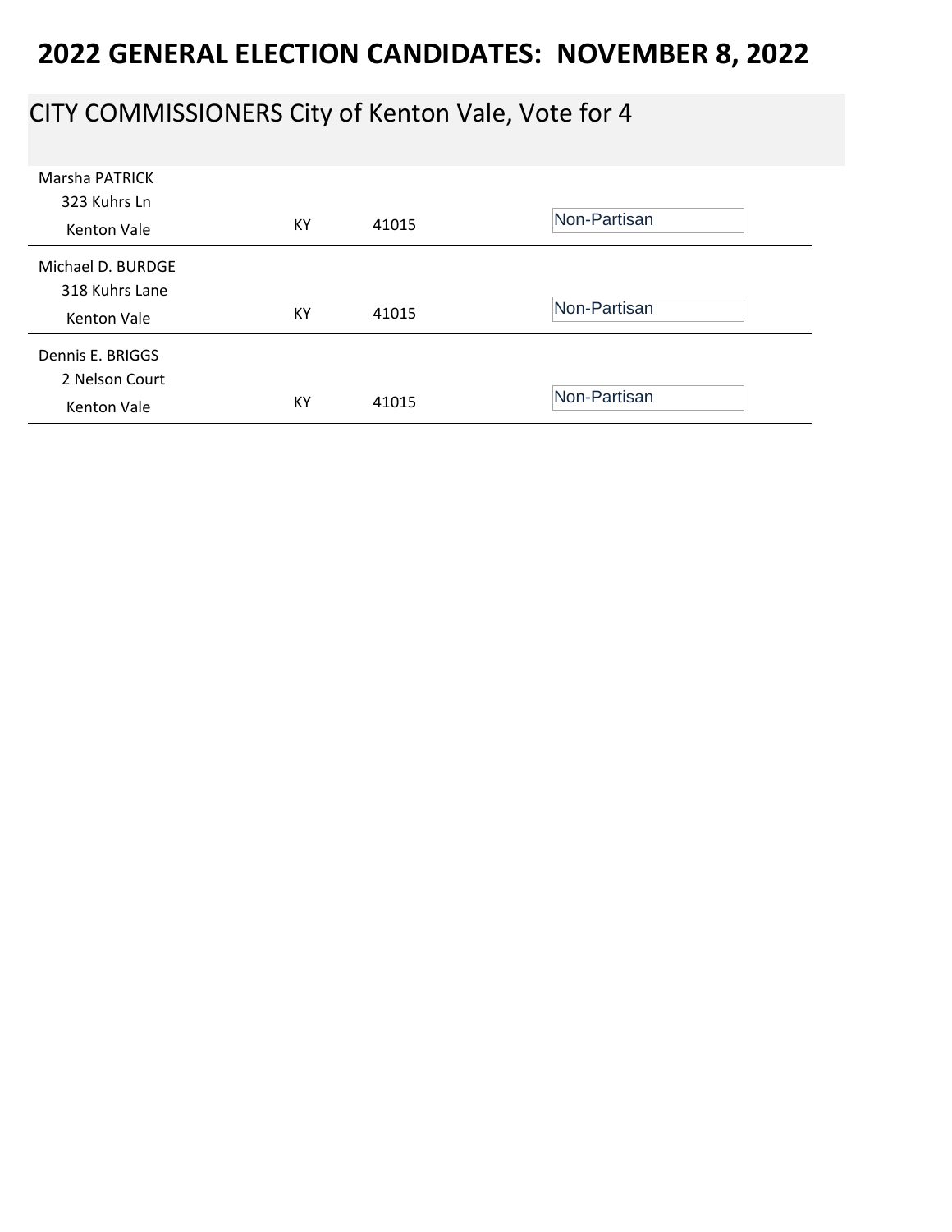# 2022 GENERAL ELECTION CANDIDATES: NOVEMBER 8, 2022

## CITY COMMISSIONERS City of Kenton Vale, Vote for 4

| Candidate | State | Zip | Party |
|---|---|---|---|
| Marsha PATRICK<br>323 Kuhrs Ln<br>Kenton Vale | KY | 41015 | Non-Partisan |
| Michael D. BURDGE<br>318 Kuhrs Lane<br>Kenton Vale | KY | 41015 | Non-Partisan |
| Dennis E. BRIGGS<br>2 Nelson Court<br>Kenton Vale | KY | 41015 | Non-Partisan |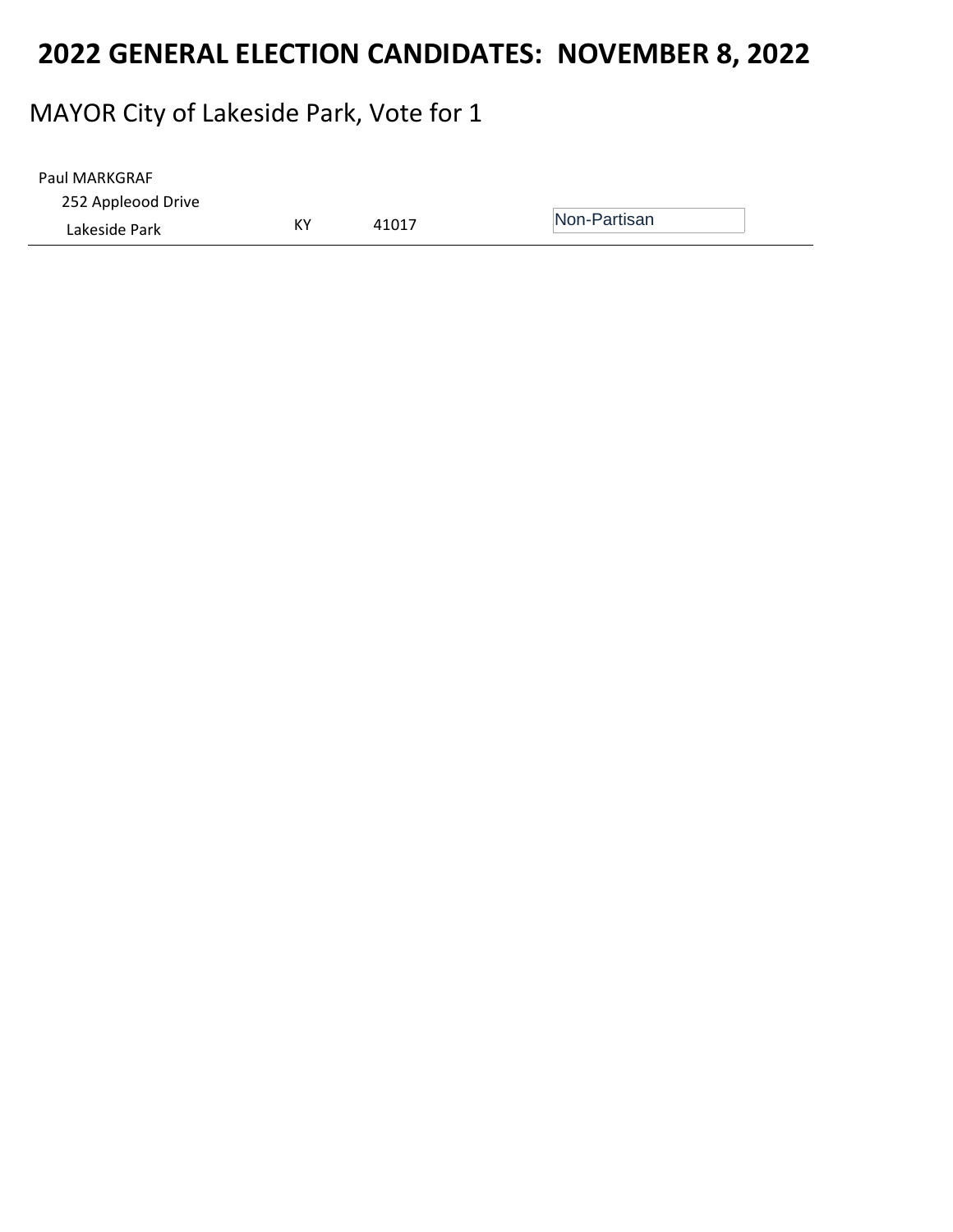# 2022 GENERAL ELECTION CANDIDATES: NOVEMBER 8, 2022

## MAYOR City of Lakeside Park, Vote for 1

| Candidate | State | Zip | Party |
|---|---|---|---|
| Paul MARKGRAF<br>252 Appleood Drive<br>Lakeside Park | KY | 41017 | Non-Partisan |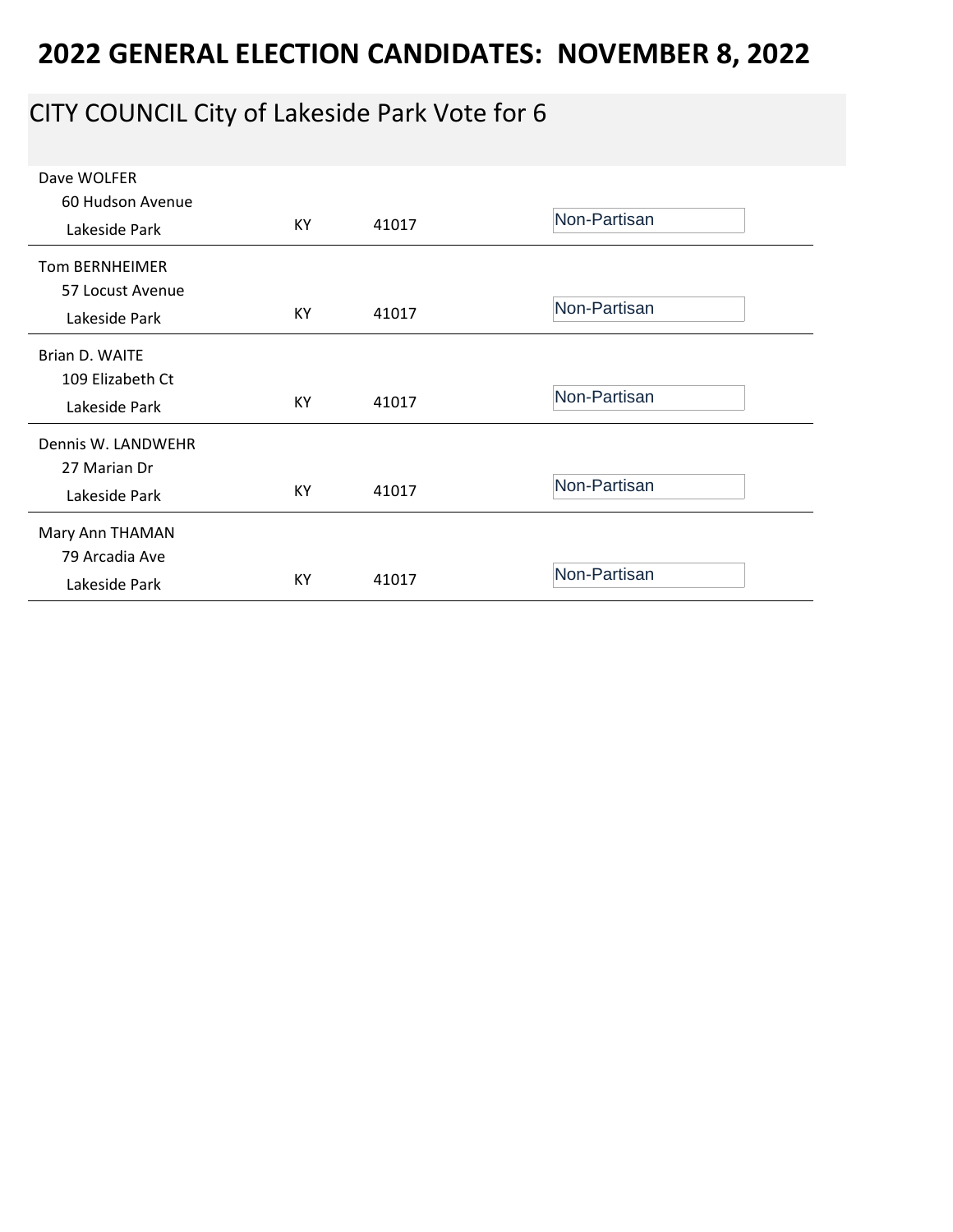# 2022 GENERAL ELECTION CANDIDATES: NOVEMBER 8, 2022

## CITY COUNCIL City of Lakeside Park Vote for 6

| Candidate | State | Zip | Party |
|---|---|---|---|
| Dave WOLFER<br>60 Hudson Avenue<br>Lakeside Park | KY | 41017 | Non-Partisan |
| Tom BERNHEIMER<br>57 Locust Avenue<br>Lakeside Park | KY | 41017 | Non-Partisan |
| Brian D. WAITE<br>109 Elizabeth Ct<br>Lakeside Park | KY | 41017 | Non-Partisan |
| Dennis W. LANDWEHR<br>27 Marian Dr<br>Lakeside Park | KY | 41017 | Non-Partisan |
| Mary Ann THAMAN<br>79 Arcadia Ave<br>Lakeside Park | KY | 41017 | Non-Partisan |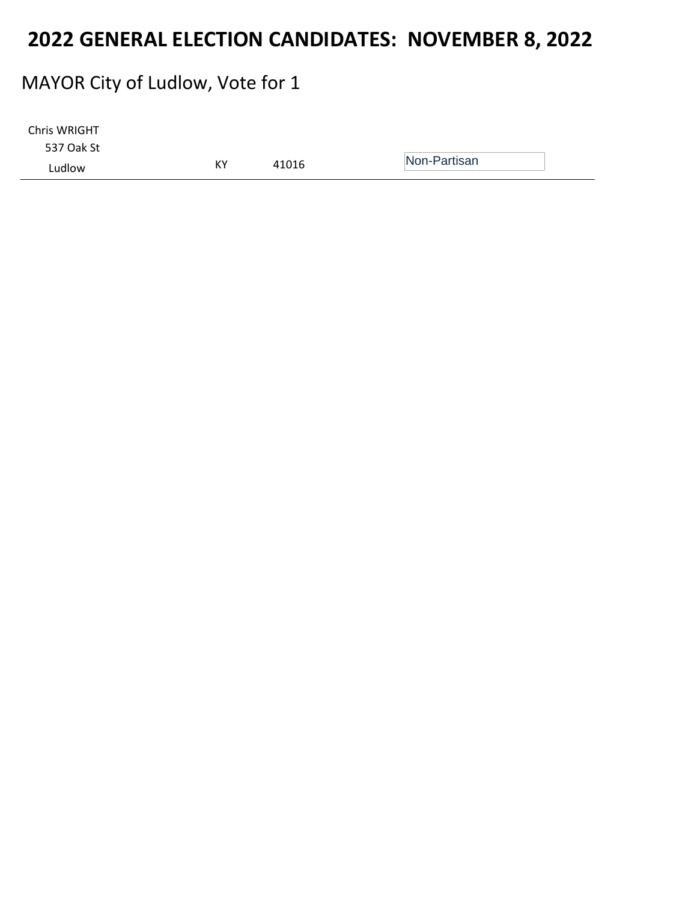# 2022 GENERAL ELECTION CANDIDATES: NOVEMBER 8, 2022

## MAYOR City of Ludlow, Vote for 1

| Candidate | State | Zip | Party |
|---|---|---|---|
| Chris WRIGHT<br>537 Oak St<br>Ludlow | KY | 41016 | Non-Partisan |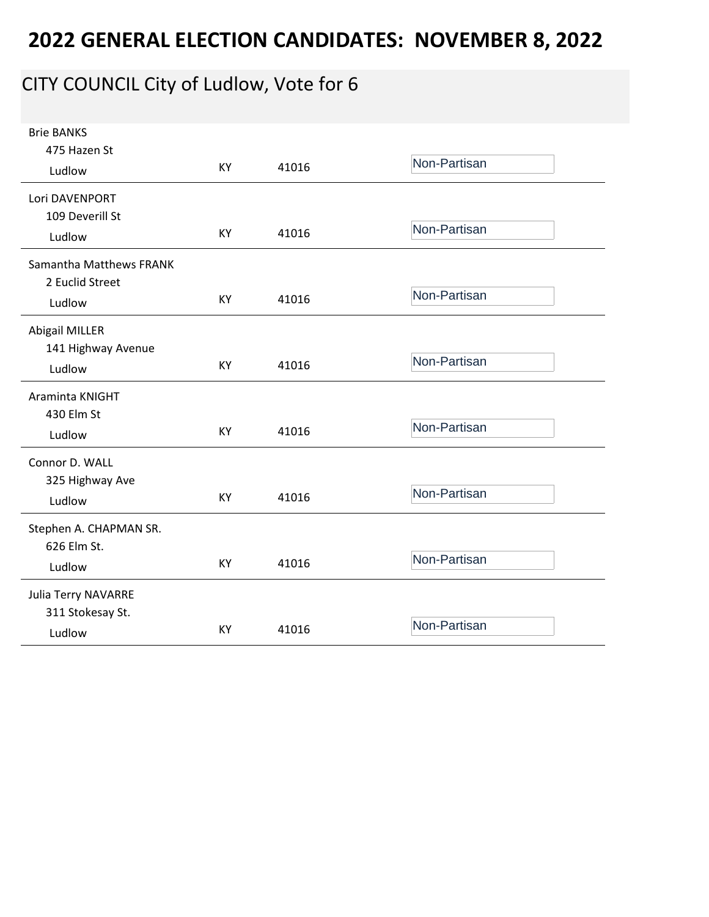# 2022 GENERAL ELECTION CANDIDATES: NOVEMBER 8, 2022

## CITY COUNCIL City of Ludlow, Vote for 6

| Candidate / Address | State | Zip | Party |
|---|---|---|---|
| Brie BANKS<br>475 Hazen St<br>Ludlow | KY | 41016 | Non-Partisan |
| Lori DAVENPORT<br>109 Deverill St<br>Ludlow | KY | 41016 | Non-Partisan |
| Samantha Matthews FRANK<br>2 Euclid Street<br>Ludlow | KY | 41016 | Non-Partisan |
| Abigail MILLER<br>141 Highway Avenue<br>Ludlow | KY | 41016 | Non-Partisan |
| Araminta KNIGHT<br>430 Elm St<br>Ludlow | KY | 41016 | Non-Partisan |
| Connor D. WALL<br>325 Highway Ave<br>Ludlow | KY | 41016 | Non-Partisan |
| Stephen A. CHAPMAN SR.<br>626 Elm St.<br>Ludlow | KY | 41016 | Non-Partisan |
| Julia Terry NAVARRE<br>311 Stokesay St.<br>Ludlow | KY | 41016 | Non-Partisan |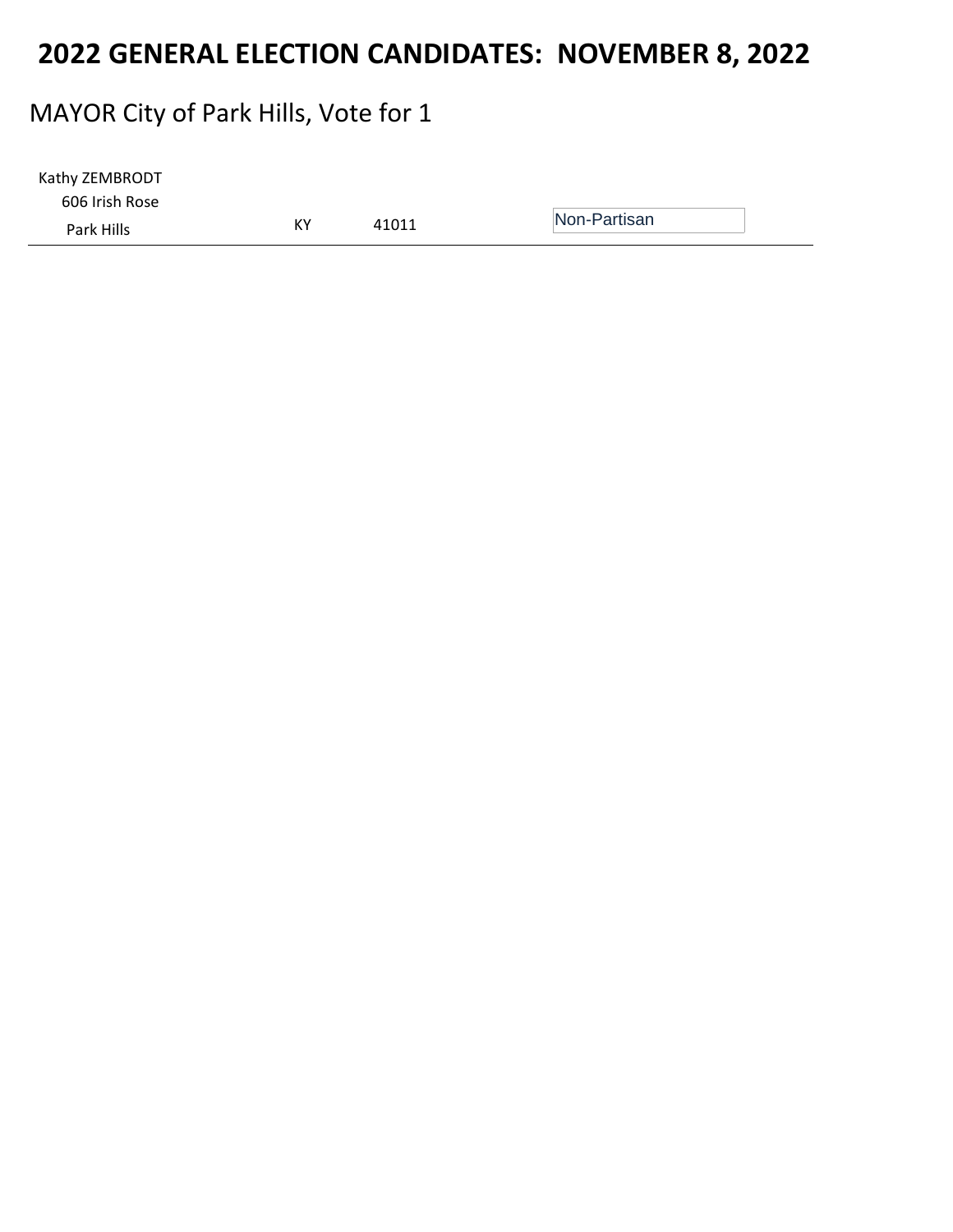# 2022 GENERAL ELECTION CANDIDATES: NOVEMBER 8, 2022

## MAYOR City of Park Hills, Vote for 1

| Candidate | State | Zip | Party |
|---|---|---|---|
| Kathy ZEMBRODT<br>606 Irish Rose<br>Park Hills | KY | 41011 | Non-Partisan |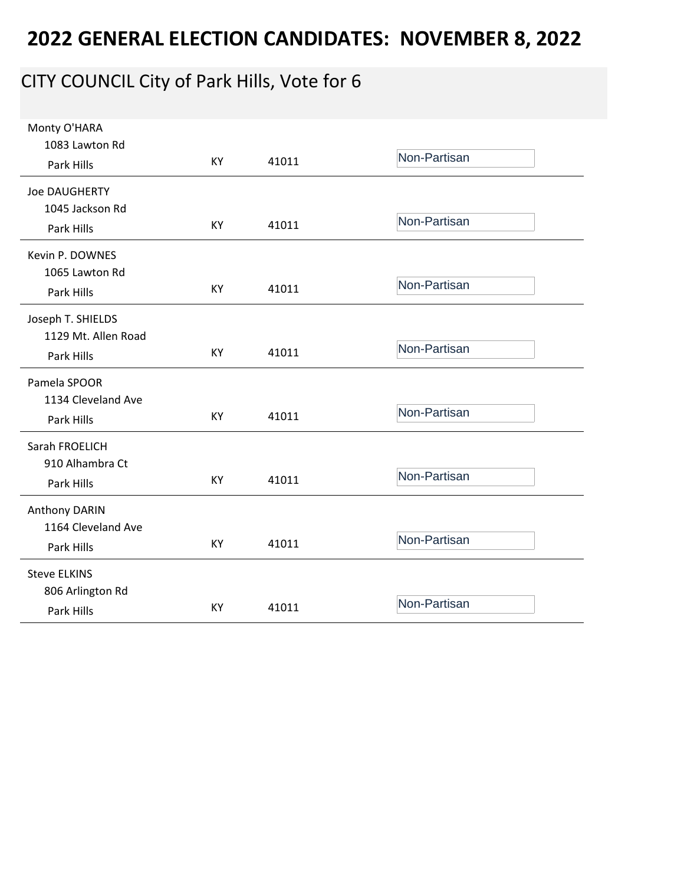# 2022 GENERAL ELECTION CANDIDATES: NOVEMBER 8, 2022

## CITY COUNCIL City of Park Hills, Vote for 6

| Candidate | State | Zip | Party |
|---|---|---|---|
| Monty O'HARA<br>1083 Lawton Rd<br>Park Hills | KY | 41011 | Non-Partisan |
| Joe DAUGHERTY<br>1045 Jackson Rd<br>Park Hills | KY | 41011 | Non-Partisan |
| Kevin P. DOWNES<br>1065 Lawton Rd<br>Park Hills | KY | 41011 | Non-Partisan |
| Joseph T. SHIELDS<br>1129 Mt. Allen Road<br>Park Hills | KY | 41011 | Non-Partisan |
| Pamela SPOOR<br>1134 Cleveland Ave<br>Park Hills | KY | 41011 | Non-Partisan |
| Sarah FROELICH<br>910 Alhambra Ct<br>Park Hills | KY | 41011 | Non-Partisan |
| Anthony DARIN<br>1164 Cleveland Ave<br>Park Hills | KY | 41011 | Non-Partisan |
| Steve ELKINS<br>806 Arlington Rd<br>Park Hills | KY | 41011 | Non-Partisan |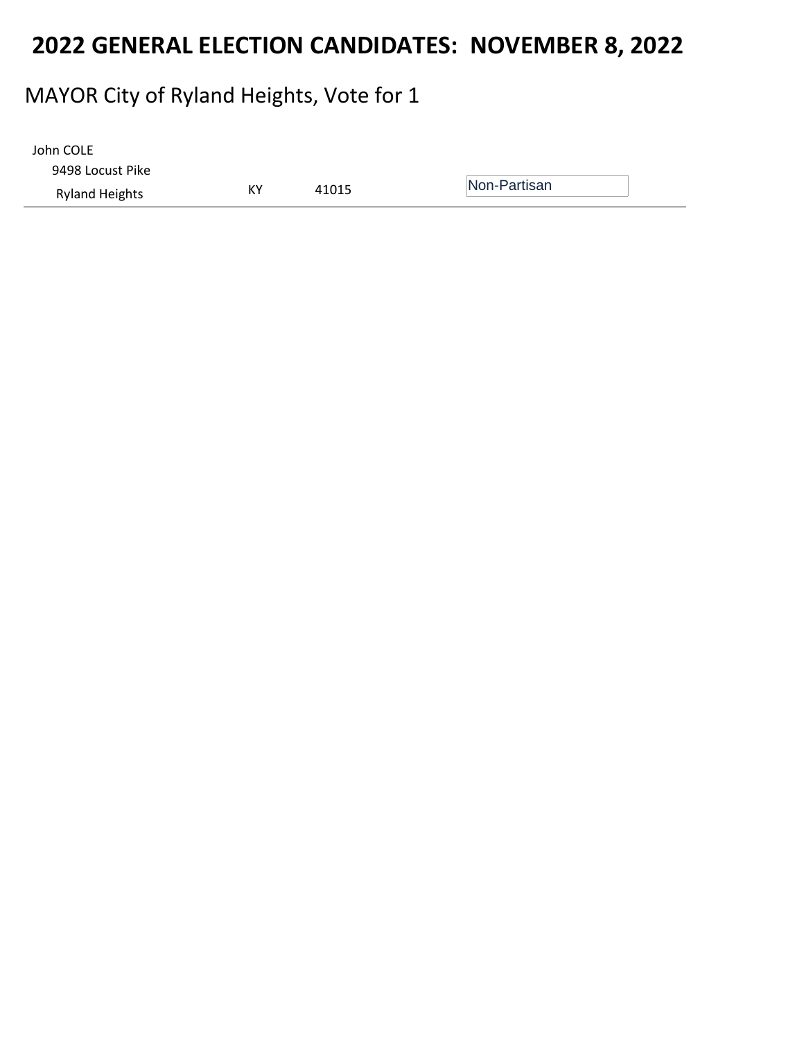# 2022 GENERAL ELECTION CANDIDATES: NOVEMBER 8, 2022

## MAYOR City of Ryland Heights, Vote for 1

John COLE
9498 Locust Pike
Ryland Heights KY 41015 Non-Partisan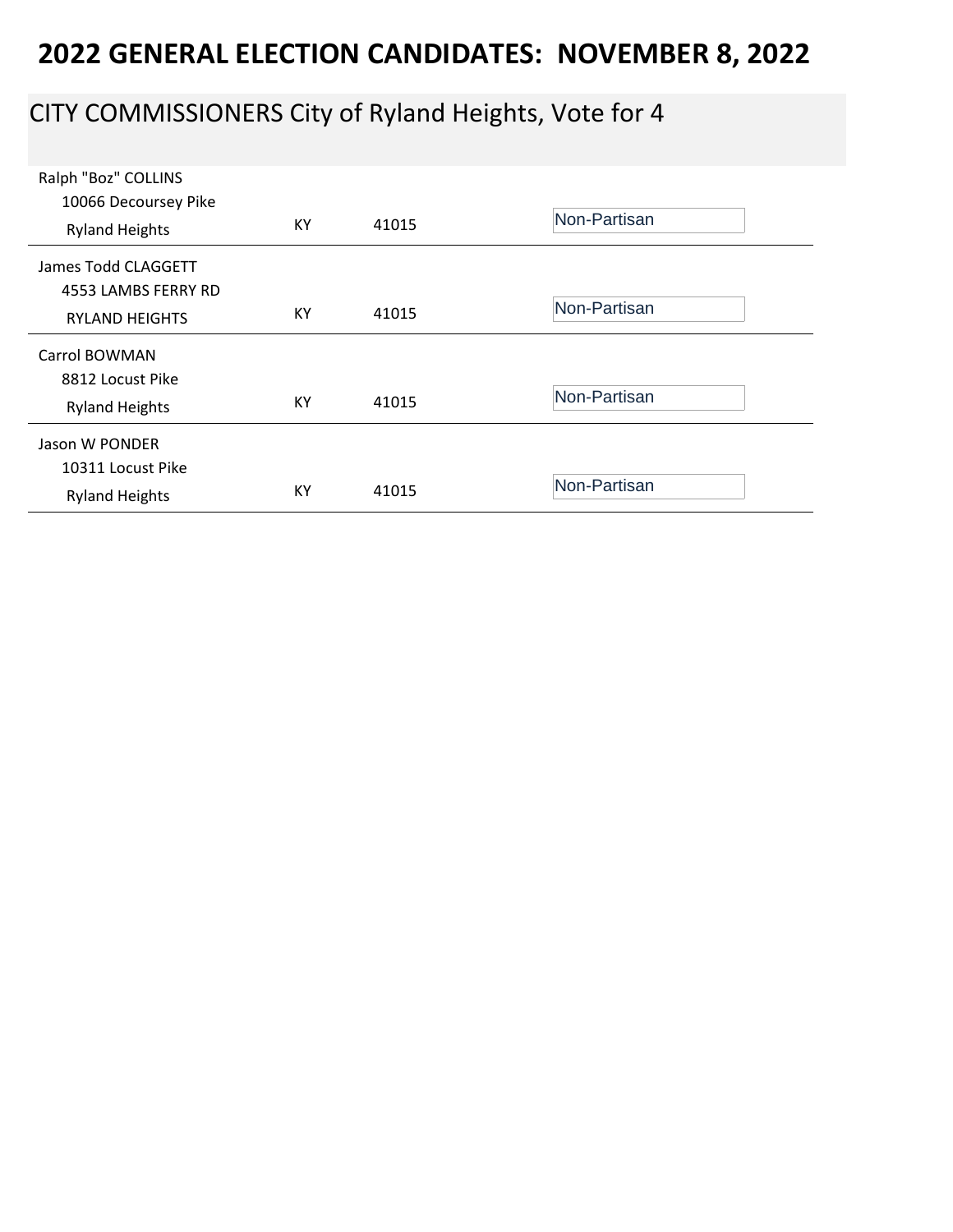# 2022 GENERAL ELECTION CANDIDATES: NOVEMBER 8, 2022

## CITY COMMISSIONERS City of Ryland Heights, Vote for 4

| Candidate | State | Zip | Party |
|---|---|---|---|
| Ralph "Boz" COLLINS<br>10066 Decoursey Pike<br>Ryland Heights | KY | 41015 | Non-Partisan |
| James Todd CLAGGETT<br>4553 LAMBS FERRY RD<br>RYLAND HEIGHTS | KY | 41015 | Non-Partisan |
| Carrol BOWMAN<br>8812 Locust Pike<br>Ryland Heights | KY | 41015 | Non-Partisan |
| Jason W PONDER<br>10311 Locust Pike<br>Ryland Heights | KY | 41015 | Non-Partisan |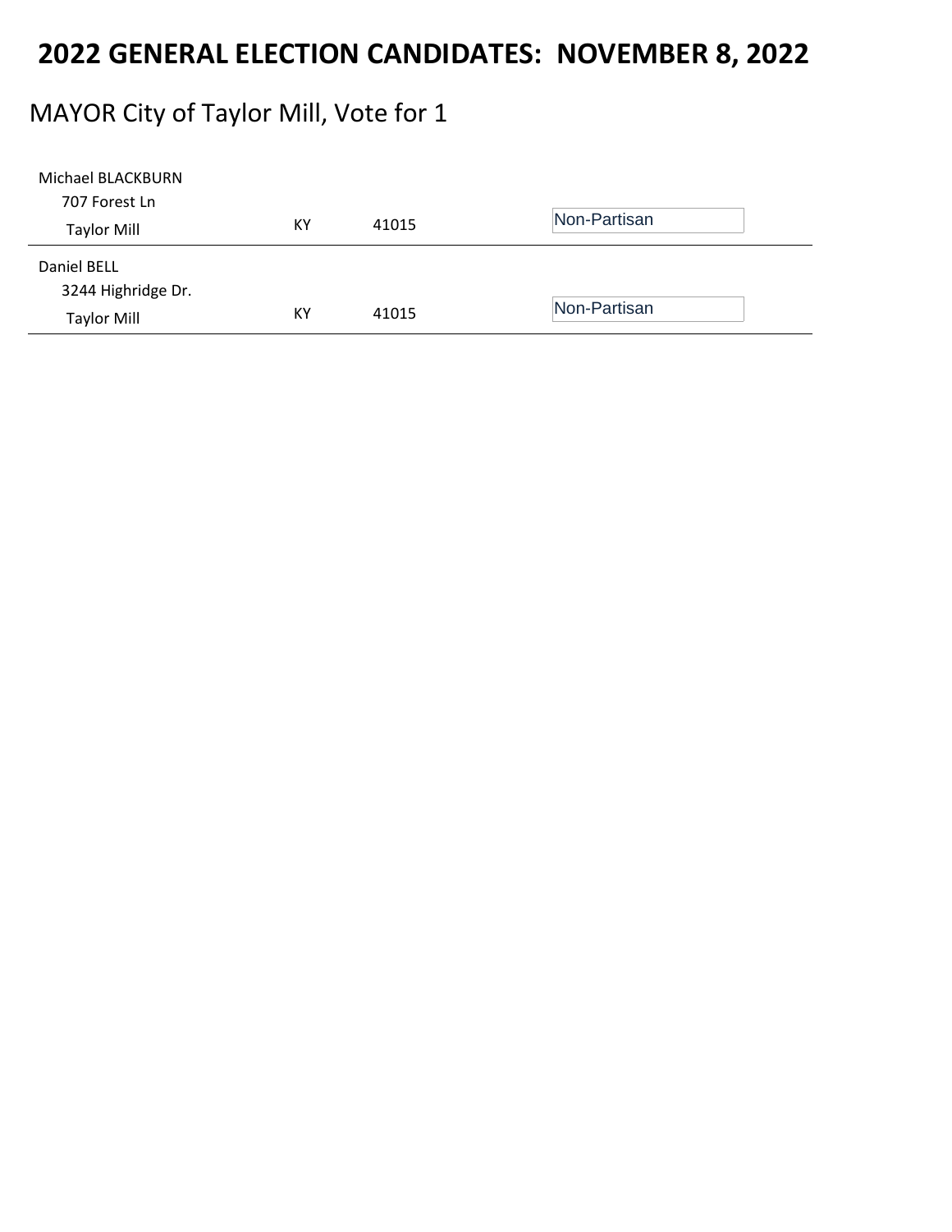# 2022 GENERAL ELECTION CANDIDATES: NOVEMBER 8, 2022

## MAYOR City of Taylor Mill, Vote for 1

| Candidate | State | Zip | Party |
|---|---|---|---|
| Michael BLACKBURN<br>707 Forest Ln<br>Taylor Mill | KY | 41015 | Non-Partisan |
| Daniel BELL<br>3244 Highridge Dr.<br>Taylor Mill | KY | 41015 | Non-Partisan |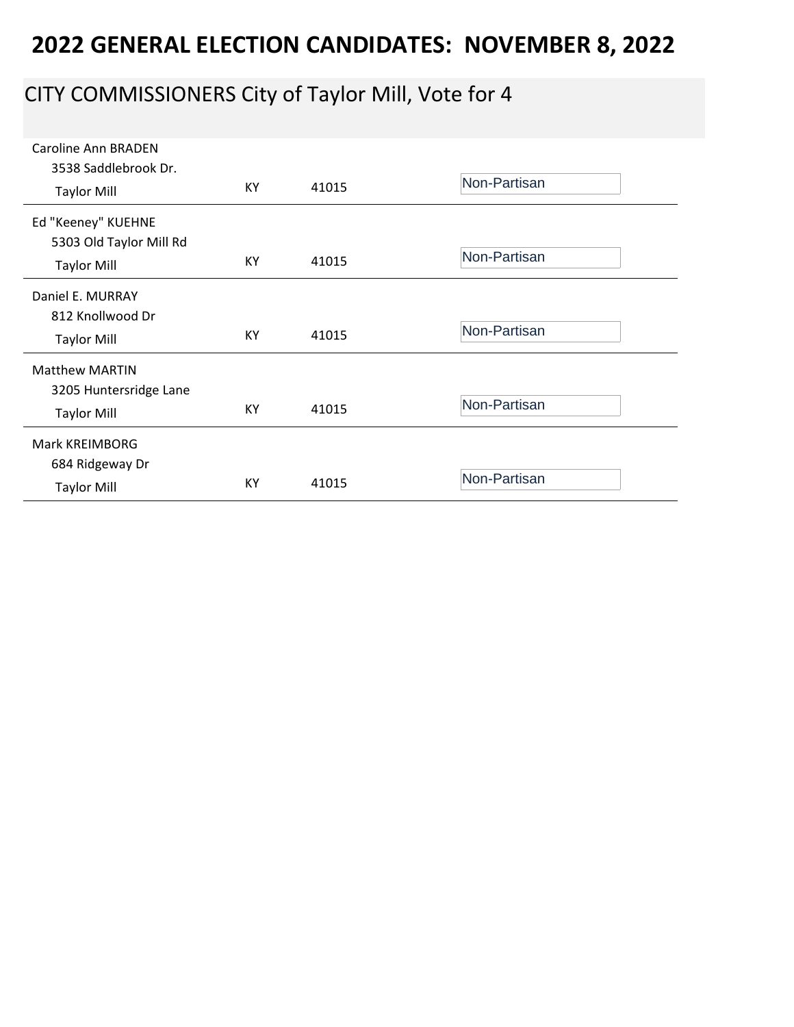# 2022 GENERAL ELECTION CANDIDATES: NOVEMBER 8, 2022

## CITY COMMISSIONERS City of Taylor Mill, Vote for 4

| Candidate | State | Zip | Party |
|---|---|---|---|
| Caroline Ann BRADEN<br>3538 Saddlebrook Dr.<br>Taylor Mill | KY | 41015 | Non-Partisan |
| Ed "Keeney" KUEHNE<br>5303 Old Taylor Mill Rd<br>Taylor Mill | KY | 41015 | Non-Partisan |
| Daniel E. MURRAY<br>812 Knollwood Dr<br>Taylor Mill | KY | 41015 | Non-Partisan |
| Matthew MARTIN<br>3205 Huntersridge Lane<br>Taylor Mill | KY | 41015 | Non-Partisan |
| Mark KREIMBORG<br>684 Ridgeway Dr<br>Taylor Mill | KY | 41015 | Non-Partisan |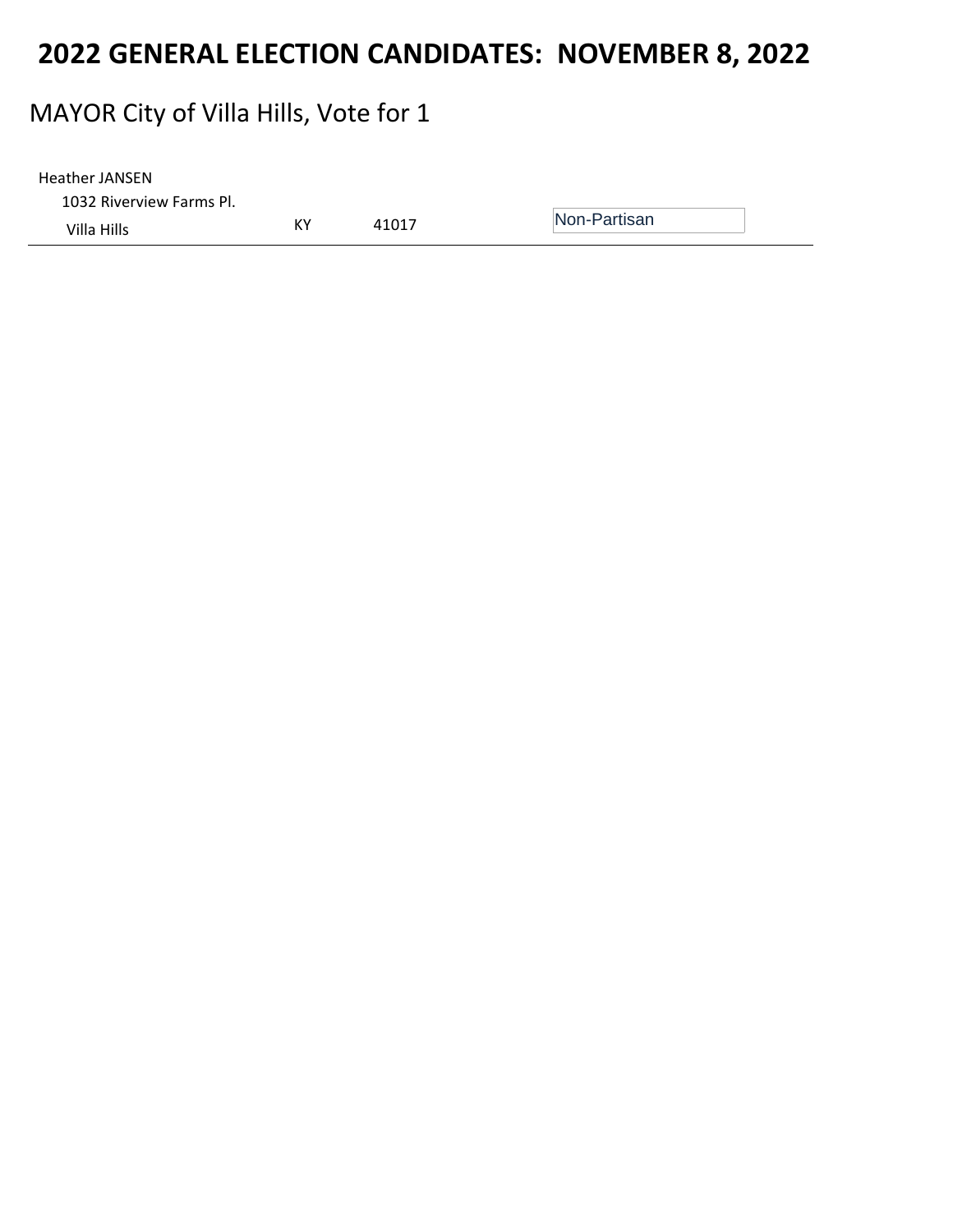# 2022 GENERAL ELECTION CANDIDATES: NOVEMBER 8, 2022

## MAYOR City of Villa Hills, Vote for 1

| Candidate | State | ZIP | Party |
|---|---|---|---|
| Heather JANSEN<br>1032 Riverview Farms Pl.<br>Villa Hills | KY | 41017 | Non-Partisan |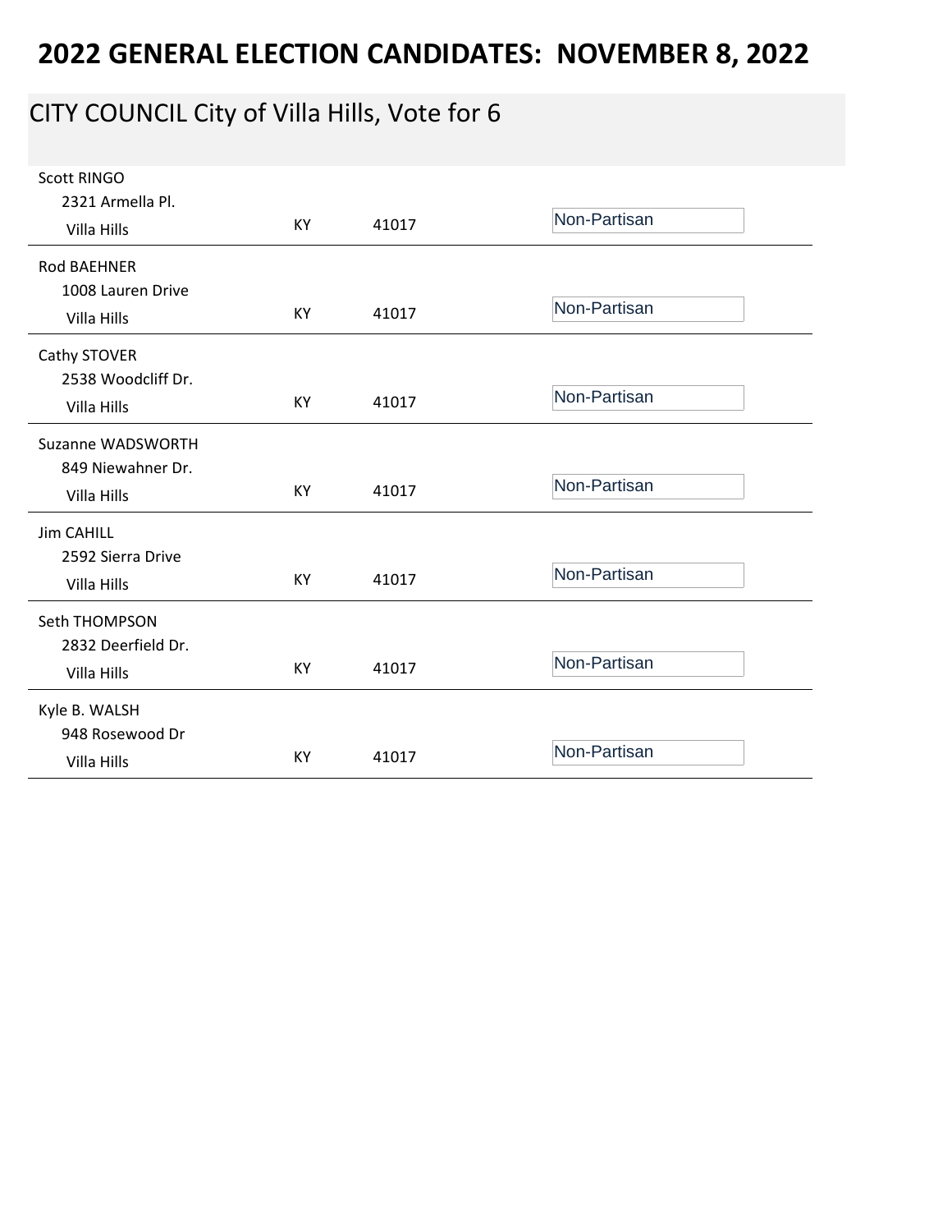# 2022 GENERAL ELECTION CANDIDATES: NOVEMBER 8, 2022

## CITY COUNCIL City of Villa Hills, Vote for 6

| Candidate | State | ZIP | Party |
|---|---|---|---|
| Scott RINGO<br>2321 Armella Pl.<br>Villa Hills | KY | 41017 | Non-Partisan |
| Rod BAEHNER<br>1008 Lauren Drive<br>Villa Hills | KY | 41017 | Non-Partisan |
| Cathy STOVER<br>2538 Woodcliff Dr.<br>Villa Hills | KY | 41017 | Non-Partisan |
| Suzanne WADSWORTH<br>849 Niewahner Dr.<br>Villa Hills | KY | 41017 | Non-Partisan |
| Jim CAHILL<br>2592 Sierra Drive<br>Villa Hills | KY | 41017 | Non-Partisan |
| Seth THOMPSON<br>2832 Deerfield Dr.<br>Villa Hills | KY | 41017 | Non-Partisan |
| Kyle B. WALSH<br>948 Rosewood Dr<br>Villa Hills | KY | 41017 | Non-Partisan |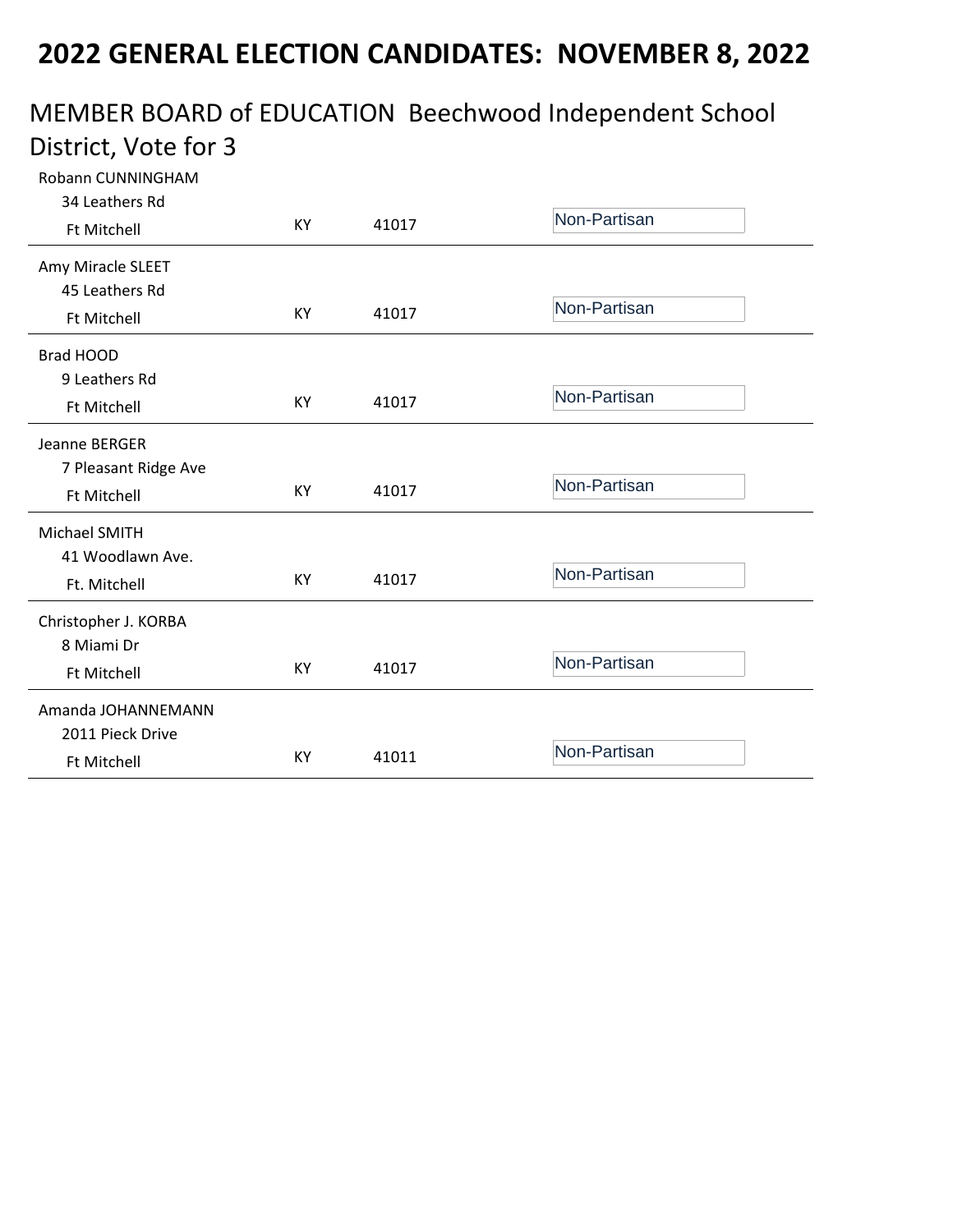# 2022 GENERAL ELECTION CANDIDATES: NOVEMBER 8, 2022

## MEMBER BOARD of EDUCATION Beechwood Independent School District, Vote for 3

| Candidate / Address | State | Zip | Party |
|---|---|---|---|
| Robann CUNNINGHAM<br>34 Leathers Rd<br>Ft Mitchell | KY | 41017 | Non-Partisan |
| Amy Miracle SLEET<br>45 Leathers Rd<br>Ft Mitchell | KY | 41017 | Non-Partisan |
| Brad HOOD<br>9 Leathers Rd<br>Ft Mitchell | KY | 41017 | Non-Partisan |
| Jeanne BERGER<br>7 Pleasant Ridge Ave<br>Ft Mitchell | KY | 41017 | Non-Partisan |
| Michael SMITH<br>41 Woodlawn Ave.<br>Ft. Mitchell | KY | 41017 | Non-Partisan |
| Christopher J. KORBA<br>8 Miami Dr<br>Ft Mitchell | KY | 41017 | Non-Partisan |
| Amanda JOHANNEMANN<br>2011 Pieck Drive<br>Ft Mitchell | KY | 41011 | Non-Partisan |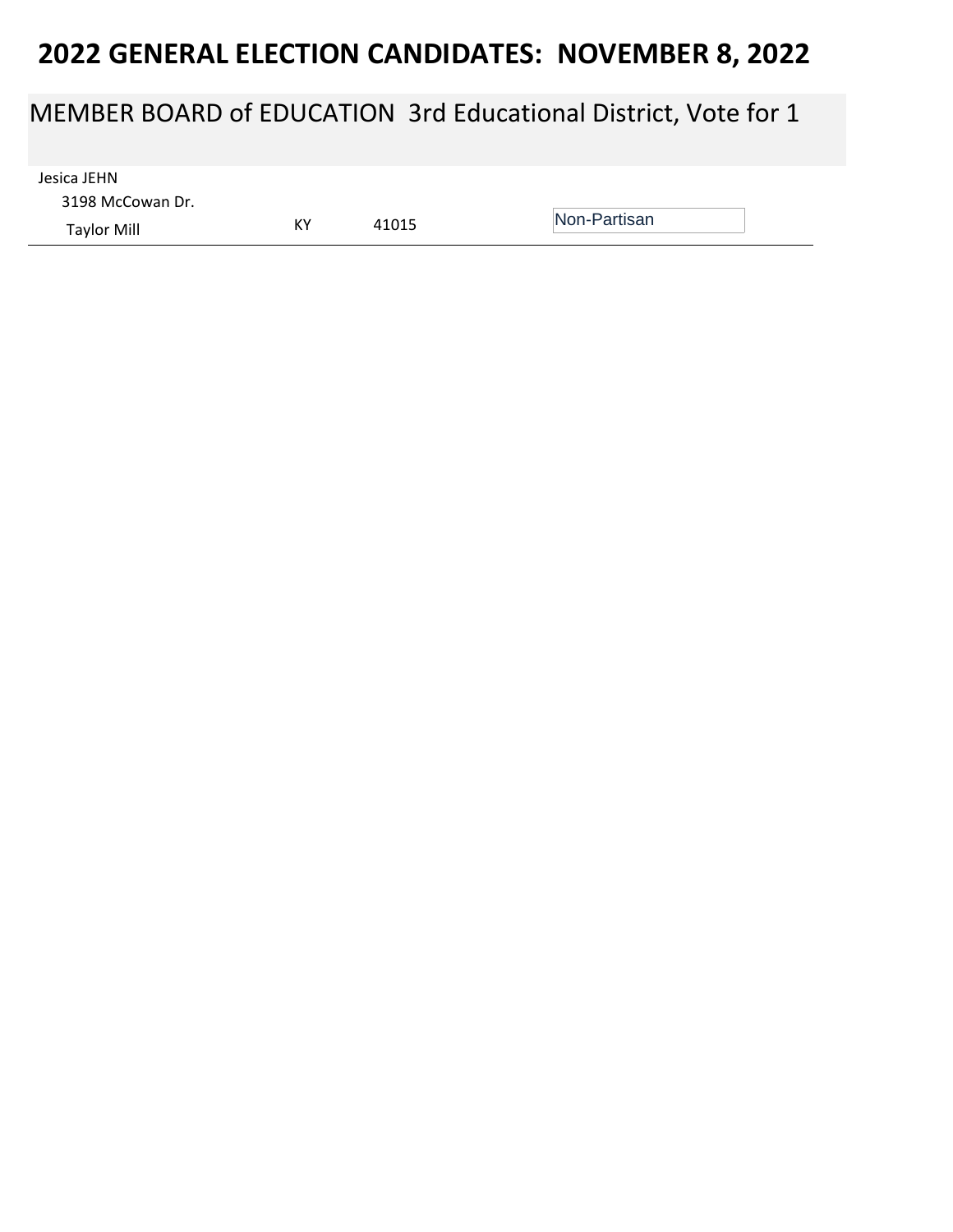# 2022 GENERAL ELECTION CANDIDATES: NOVEMBER 8, 2022

## MEMBER BOARD of EDUCATION 3rd Educational District, Vote for 1

| | | | |
|---|---|---|---|
| Jesica JEHN<br>3198 McCowan Dr.<br>Taylor Mill | KY | 41015 | Non-Partisan |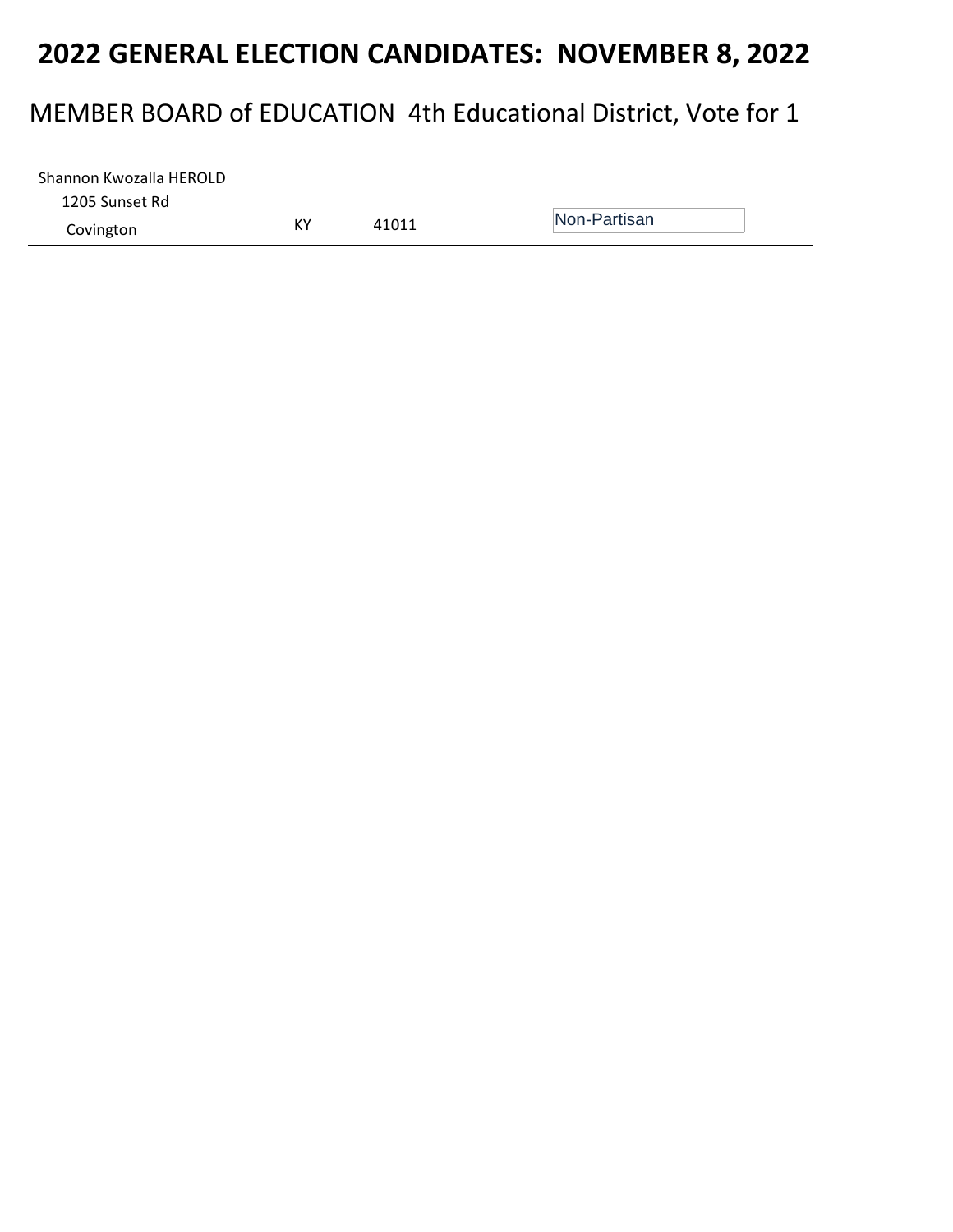# 2022 GENERAL ELECTION CANDIDATES: NOVEMBER 8, 2022

## MEMBER BOARD of EDUCATION 4th Educational District, Vote for 1

| Candidate | State | Zip | Party |
| --- | --- | --- | --- |
| Shannon Kwozalla HEROLD<br>1205 Sunset Rd<br>Covington | KY | 41011 | Non-Partisan |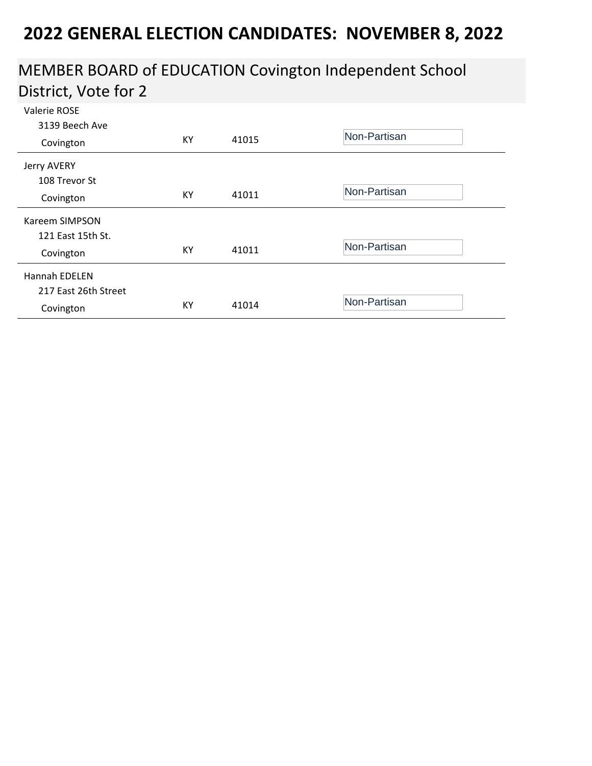# 2022 GENERAL ELECTION CANDIDATES: NOVEMBER 8, 2022

## MEMBER BOARD of EDUCATION Covington Independent School District, Vote for 2

| Candidate | State | Zip | Party |
|---|---|---|---|
| Valerie ROSE<br>3139 Beech Ave<br>Covington | KY | 41015 | Non-Partisan |
| Jerry AVERY<br>108 Trevor St<br>Covington | KY | 41011 | Non-Partisan |
| Kareem SIMPSON<br>121 East 15th St.<br>Covington | KY | 41011 | Non-Partisan |
| Hannah EDELEN<br>217 East 26th Street<br>Covington | KY | 41014 | Non-Partisan |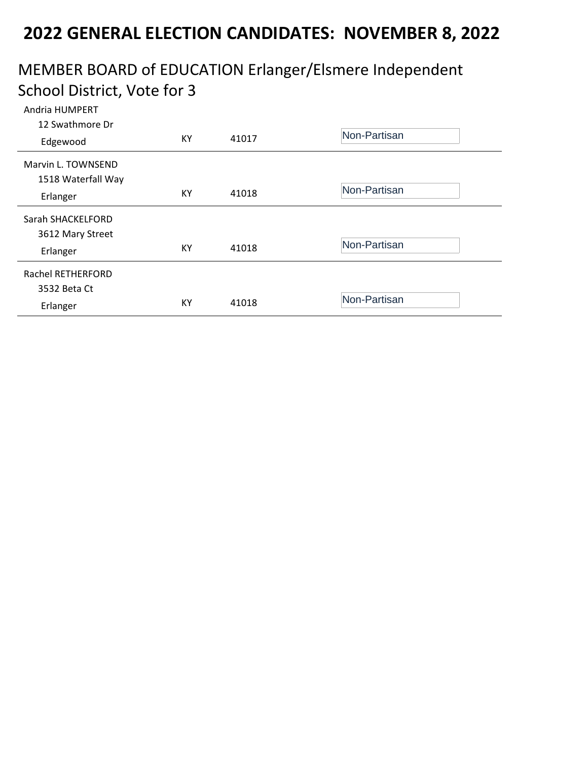# 2022 GENERAL ELECTION CANDIDATES: NOVEMBER 8, 2022

## MEMBER BOARD of EDUCATION Erlanger/Elsmere Independent School District, Vote for 3

| Candidate | State | Zip | Party |
|---|---|---|---|
| Andria HUMPERT<br>12 Swathmore Dr<br>Edgewood | KY | 41017 | Non-Partisan |
| Marvin L. TOWNSEND<br>1518 Waterfall Way<br>Erlanger | KY | 41018 | Non-Partisan |
| Sarah SHACKELFORD<br>3612 Mary Street<br>Erlanger | KY | 41018 | Non-Partisan |
| Rachel RETHERFORD<br>3532 Beta Ct<br>Erlanger | KY | 41018 | Non-Partisan |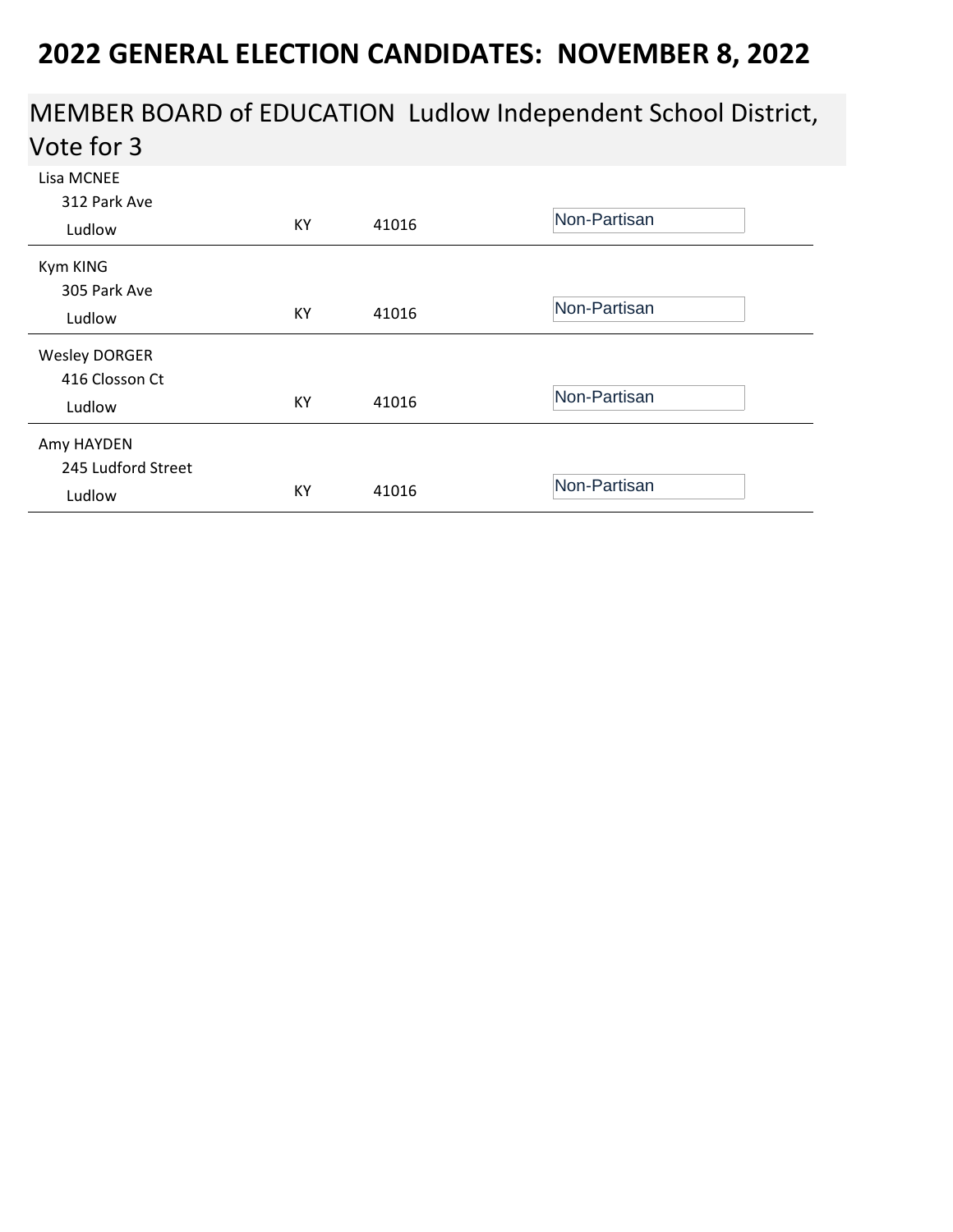# 2022 GENERAL ELECTION CANDIDATES: NOVEMBER 8, 2022

## MEMBER BOARD of EDUCATION Ludlow Independent School District, Vote for 3

| | | | |
|---|---|---|---|
| Lisa MCNEE<br>312 Park Ave<br>Ludlow | KY | 41016 | Non-Partisan |
| Kym KING<br>305 Park Ave<br>Ludlow | KY | 41016 | Non-Partisan |
| Wesley DORGER<br>416 Closson Ct<br>Ludlow | KY | 41016 | Non-Partisan |
| Amy HAYDEN<br>245 Ludford Street<br>Ludlow | KY | 41016 | Non-Partisan |